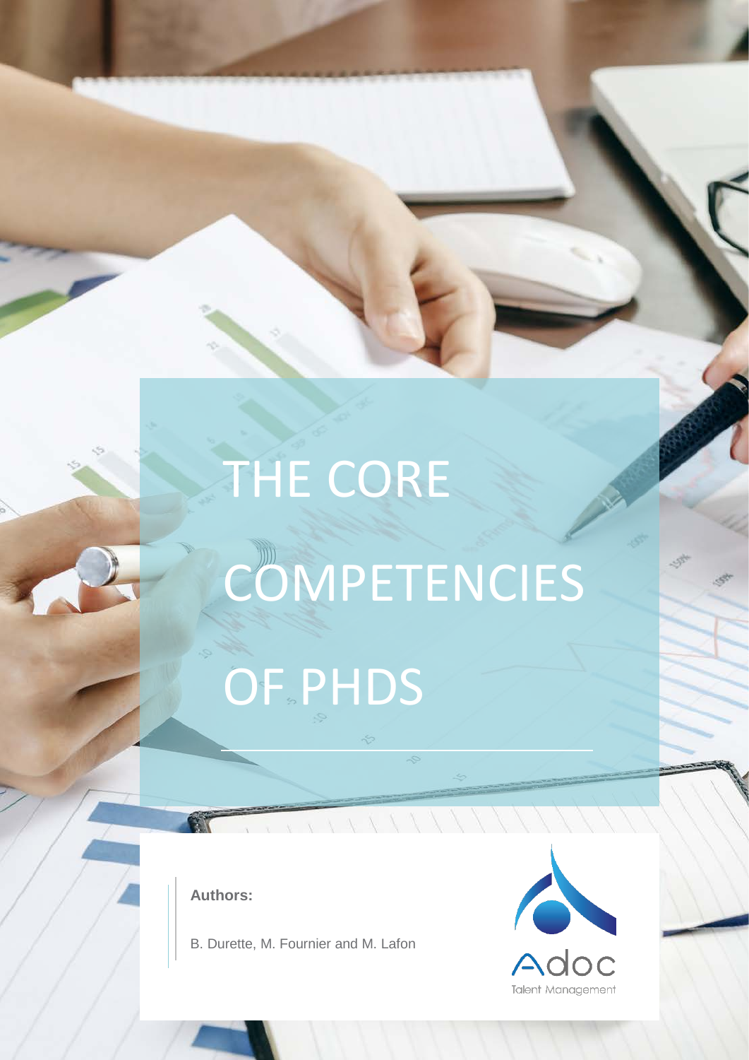# THE CORE COMPETENCIES OF PHDS

**Authors:**

B. Durette, M. Fournier and M. Lafon

Adoc Talent Management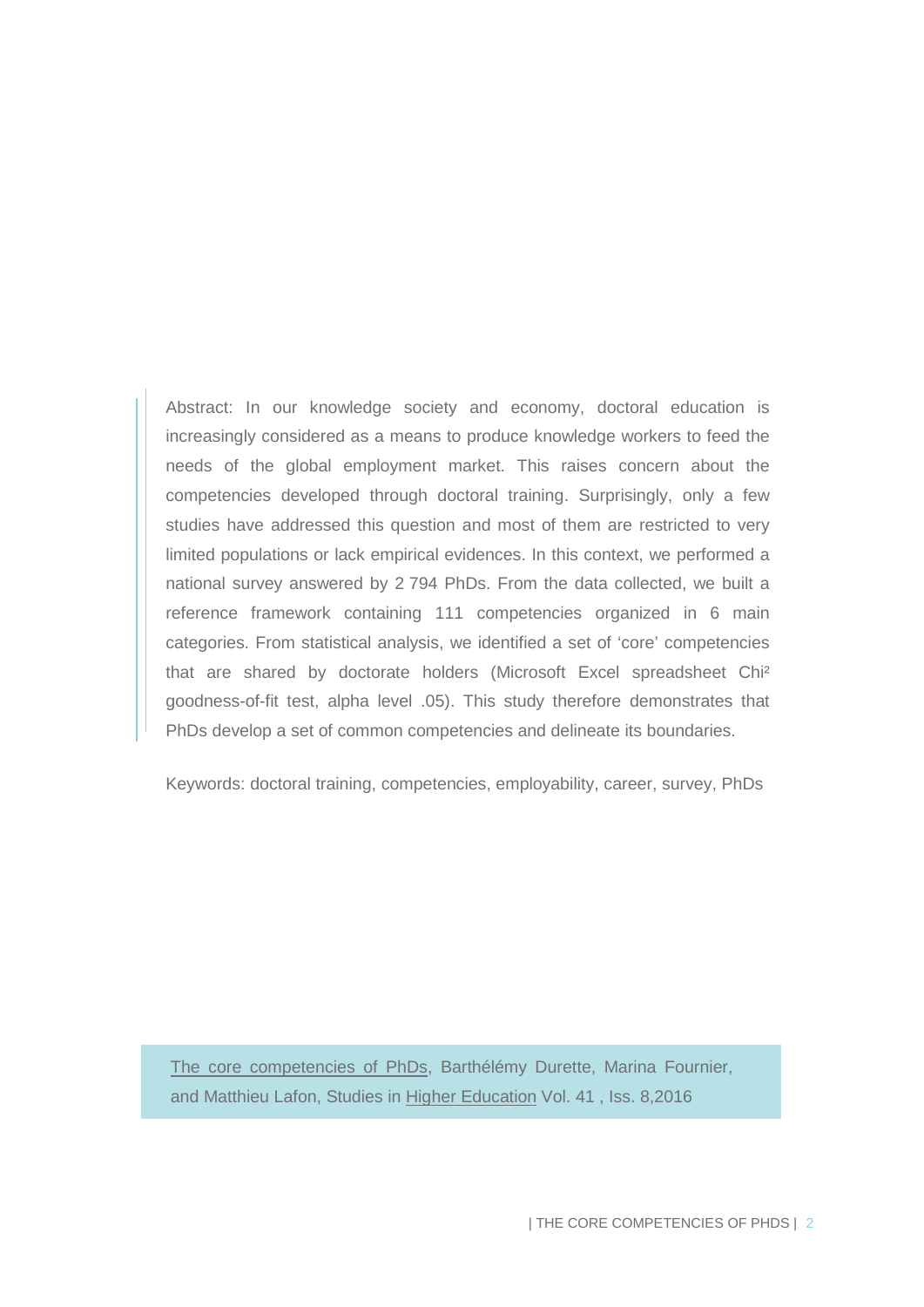Abstract: In our knowledge society and economy, doctoral education is increasingly considered as a means to produce knowledge workers to feed the needs of the global employment market. This raises concern about the competencies developed through doctoral training. Surprisingly, only a few studies have addressed this question and most of them are restricted to very limited populations or lack empirical evidences. In this context, we performed a national survey answered by 2 794 PhDs. From the data collected, we built a reference framework containing 111 competencies organized in 6 main categories. From statistical analysis, we identified a set of 'core' competencies that are shared by doctorate holders (Microsoft Excel spreadsheet Chi² goodness-of-fit test, alpha level .05). This study therefore demonstrates that PhDs develop a set of common competencies and delineate its boundaries.

Keywords: doctoral training, competencies, employability, career, survey, PhDs

The core competencies of PhDs, Barthélémy Durette, Marina Fournier, and Matthieu Lafon, Studies in Higher Education Vol. 41 , Iss. 8,2016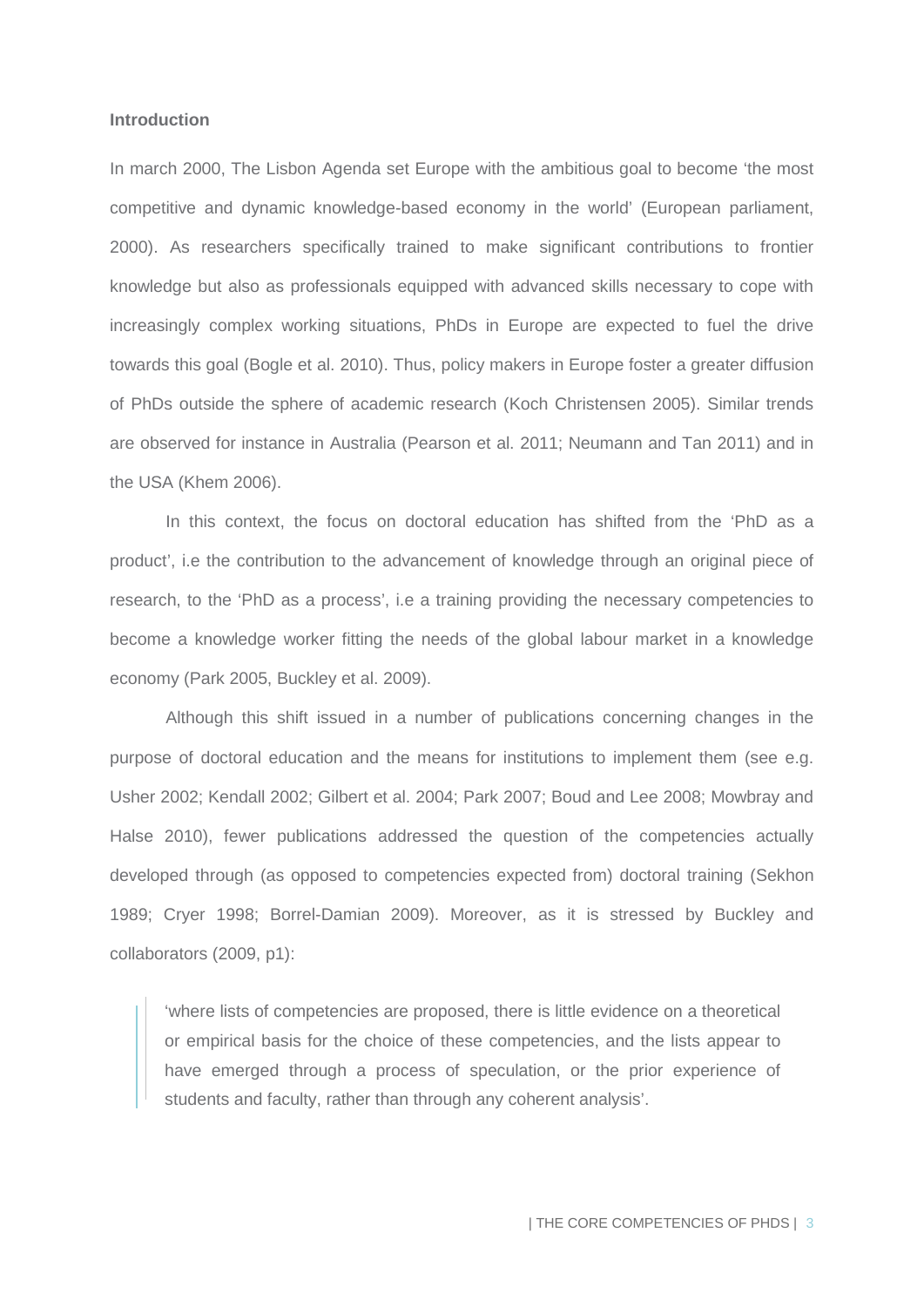**Introduction**

In march 2000, The Lisbon Agenda set Europe with the ambitious goal to become 'the most competitive and dynamic knowledge-based economy in the world' (European parliament, 2000). As researchers specifically trained to make significant contributions to frontier knowledge but also as professionals equipped with advanced skills necessary to cope with increasingly complex working situations, PhDs in Europe are expected to fuel the drive towards this goal (Bogle et al. 2010). Thus, policy makers in Europe foster a greater diffusion of PhDs outside the sphere of academic research (Koch Christensen 2005). Similar trends are observed for instance in Australia (Pearson et al. 2011; Neumann and Tan 2011) and in the USA (Khem 2006).

In this context, the focus on doctoral education has shifted from the 'PhD as a product', i.e the contribution to the advancement of knowledge through an original piece of research, to the 'PhD as a process', i.e a training providing the necessary competencies to become a knowledge worker fitting the needs of the global labour market in a knowledge economy (Park 2005, Buckley et al. 2009).

Although this shift issued in a number of publications concerning changes in the purpose of doctoral education and the means for institutions to implement them (see e.g. Usher 2002; Kendall 2002; Gilbert et al. 2004; Park 2007; Boud and Lee 2008; Mowbray and Halse 2010), fewer publications addressed the question of the competencies actually developed through (as opposed to competencies expected from) doctoral training (Sekhon 1989; Cryer 1998; Borrel-Damian 2009). Moreover, as it is stressed by Buckley and collaborators (2009, p1):

> 'where lists of competencies are proposed, there is little evidence on a theoretical or empirical basis for the choice of these competencies, and the lists appear to have emerged through a process of speculation, or the prior experience of students and faculty, rather than through any coherent analysis'.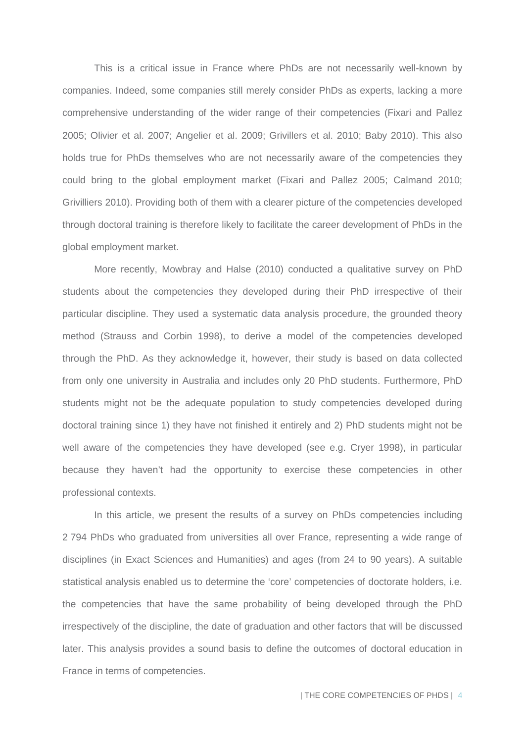This is a critical issue in France where PhDs are not necessarily well-known by companies. Indeed, some companies still merely consider PhDs as experts, lacking a more comprehensive understanding of the wider range of their competencies (Fixari and Pallez 2005; Olivier et al. 2007; Angelier et al. 2009; Grivillers et al. 2010; Baby 2010). This also holds true for PhDs themselves who are not necessarily aware of the competencies they could bring to the global employment market (Fixari and Pallez 2005; Calmand 2010; Grivilliers 2010). Providing both of them with a clearer picture of the competencies developed through doctoral training is therefore likely to facilitate the career development of PhDs in the global employment market.

More recently, Mowbray and Halse (2010) conducted a qualitative survey on PhD students about the competencies they developed during their PhD irrespective of their particular discipline. They used a systematic data analysis procedure, the grounded theory method (Strauss and Corbin 1998), to derive a model of the competencies developed through the PhD. As they acknowledge it, however, their study is based on data collected from only one university in Australia and includes only 20 PhD students. Furthermore, PhD students might not be the adequate population to study competencies developed during doctoral training since 1) they have not finished it entirely and 2) PhD students might not be well aware of the competencies they have developed (see e.g. Cryer 1998), in particular because they haven't had the opportunity to exercise these competencies in other professional contexts.

In this article, we present the results of a survey on PhDs competencies including 2 794 PhDs who graduated from universities all over France, representing a wide range of disciplines (in Exact Sciences and Humanities) and ages (from 24 to 90 years). A suitable statistical analysis enabled us to determine the 'core' competencies of doctorate holders, i.e. the competencies that have the same probability of being developed through the PhD irrespectively of the discipline, the date of graduation and other factors that will be discussed later. This analysis provides a sound basis to define the outcomes of doctoral education in France in terms of competencies.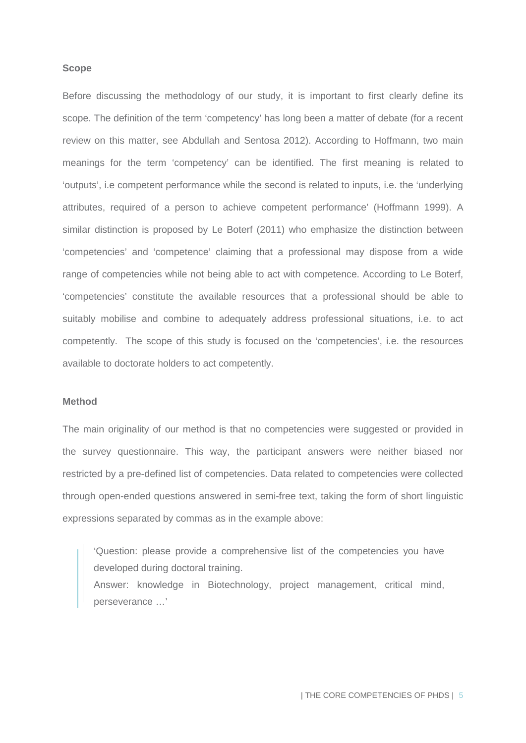## Scope

Before discussing the methodology of our study, it is important to first clearly define its scope. The definition of the term 'competency' has long been a matter of debate (for a recent review on this matter, see Abdullah and Sentosa 2012). According to Hoffmann, two main meanings for the term 'competency' can be identified. The first meaning is related to 'outputs', i.e competent performance while the second is related to inputs, i.e. the 'underlying attributes, required of a person to achieve competent performance' (Hoffmann 1999). A similar distinction is proposed by Le Boterf (2011) who emphasize the distinction between 'competencies' and 'competence' claiming that a professional may dispose from a wide range of competencies while not being able to act with competence. According to Le Boterf, 'competencies' constitute the available resources that a professional should be able to suitably mobilise and combine to adequately address professional situations, i.e. to act competently. The scope of this study is focused on the 'competencies', i.e. the resources available to doctorate holders to act competently.

## Method

The main originality of our method is that no competencies were suggested or provided in the survey questionnaire. This way, the participant answers were neither biased nor restricted by a pre-defined list of competencies. Data related to competencies were collected through open-ended questions answered in semi-free text, taking the form of short linguistic expressions separated by commas as in the example above:

> 'Question: please provide a comprehensive list of the competencies you have developed during doctoral training.
> Answer: knowledge in Biotechnology, project management, critical mind, perseverance …'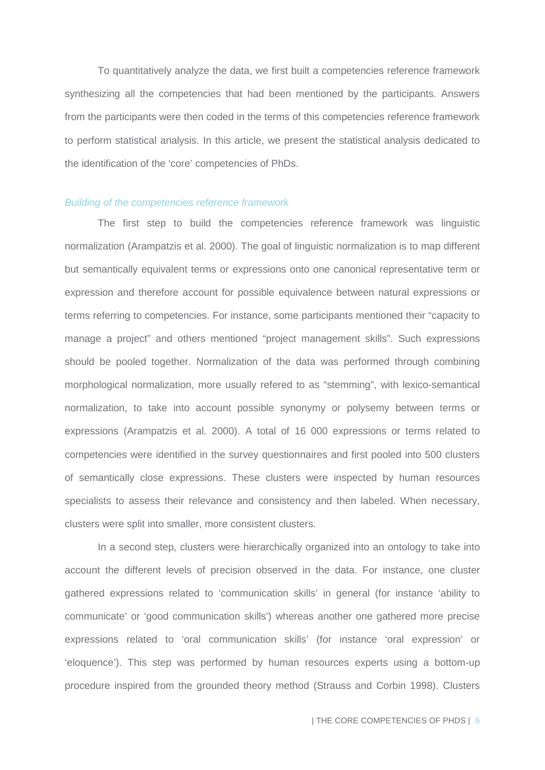To quantitatively analyze the data, we first built a competencies reference framework synthesizing all the competencies that had been mentioned by the participants. Answers from the participants were then coded in the terms of this competencies reference framework to perform statistical analysis. In this article, we present the statistical analysis dedicated to the identification of the 'core' competencies of PhDs.

### *Building of the competencies reference framework*

The first step to build the competencies reference framework was linguistic normalization (Arampatzis et al. 2000). The goal of linguistic normalization is to map different but semantically equivalent terms or expressions onto one canonical representative term or expression and therefore account for possible equivalence between natural expressions or terms referring to competencies. For instance, some participants mentioned their "capacity to manage a project" and others mentioned "project management skills". Such expressions should be pooled together. Normalization of the data was performed through combining morphological normalization, more usually refered to as "stemming", with lexico-semantical normalization, to take into account possible synonymy or polysemy between terms or expressions (Arampatzis et al. 2000). A total of 16 000 expressions or terms related to competencies were identified in the survey questionnaires and first pooled into 500 clusters of semantically close expressions. These clusters were inspected by human resources specialists to assess their relevance and consistency and then labeled. When necessary, clusters were split into smaller, more consistent clusters.

In a second step, clusters were hierarchically organized into an ontology to take into account the different levels of precision observed in the data. For instance, one cluster gathered expressions related to 'communication skills' in general (for instance 'ability to communicate' or 'good communication skills') whereas another one gathered more precise expressions related to 'oral communication skills' (for instance 'oral expression' or 'eloquence'). This step was performed by human resources experts using a bottom-up procedure inspired from the grounded theory method (Strauss and Corbin 1998). Clusters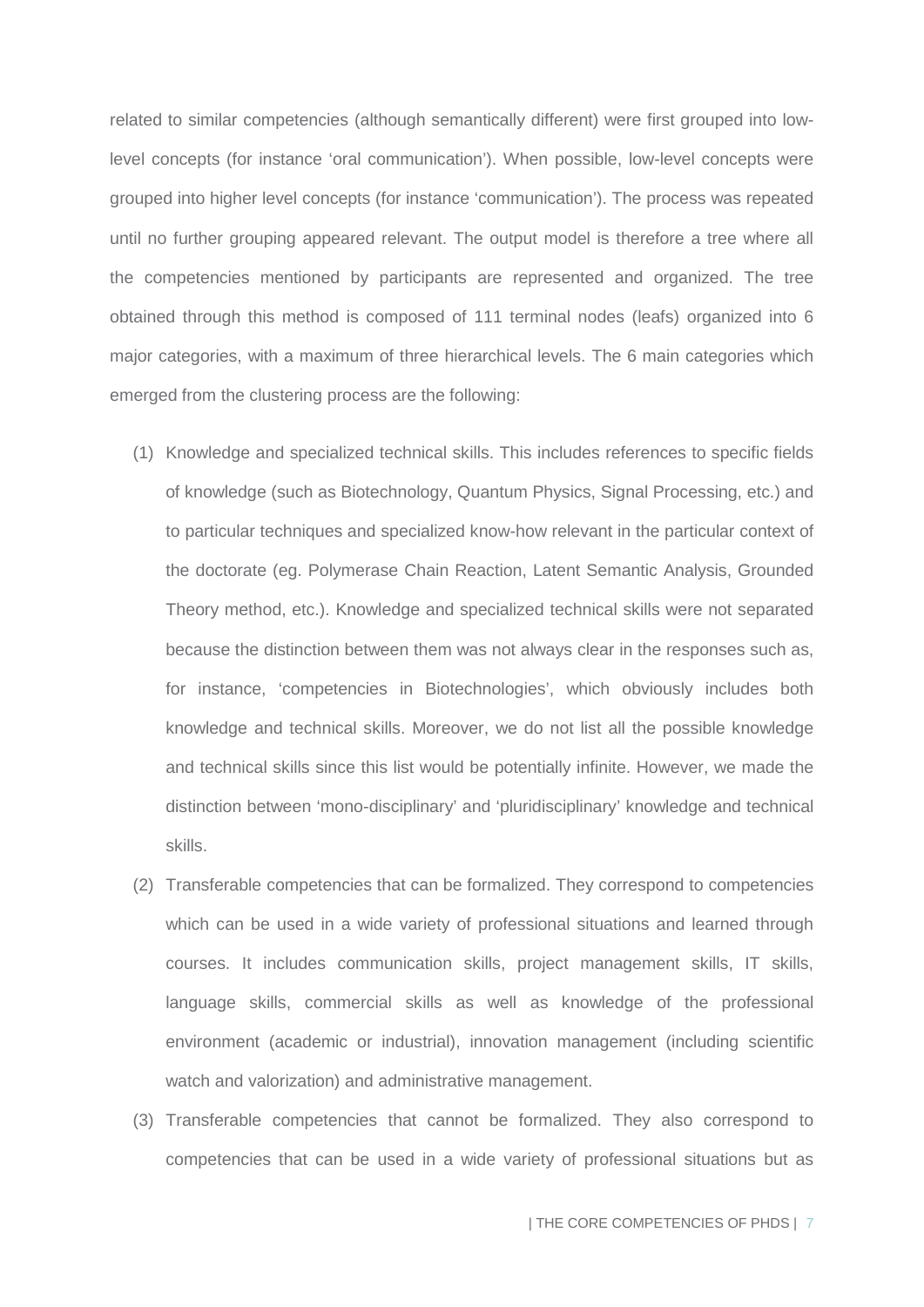related to similar competencies (although semantically different) were first grouped into low-level concepts (for instance 'oral communication'). When possible, low-level concepts were grouped into higher level concepts (for instance 'communication'). The process was repeated until no further grouping appeared relevant. The output model is therefore a tree where all the competencies mentioned by participants are represented and organized. The tree obtained through this method is composed of 111 terminal nodes (leafs) organized into 6 major categories, with a maximum of three hierarchical levels. The 6 main categories which emerged from the clustering process are the following:

(1) Knowledge and specialized technical skills. This includes references to specific fields of knowledge (such as Biotechnology, Quantum Physics, Signal Processing, etc.) and to particular techniques and specialized know-how relevant in the particular context of the doctorate (eg. Polymerase Chain Reaction, Latent Semantic Analysis, Grounded Theory method, etc.). Knowledge and specialized technical skills were not separated because the distinction between them was not always clear in the responses such as, for instance, 'competencies in Biotechnologies', which obviously includes both knowledge and technical skills. Moreover, we do not list all the possible knowledge and technical skills since this list would be potentially infinite. However, we made the distinction between 'mono-disciplinary' and 'pluridisciplinary' knowledge and technical skills.

(2) Transferable competencies that can be formalized. They correspond to competencies which can be used in a wide variety of professional situations and learned through courses. It includes communication skills, project management skills, IT skills, language skills, commercial skills as well as knowledge of the professional environment (academic or industrial), innovation management (including scientific watch and valorization) and administrative management.

(3) Transferable competencies that cannot be formalized. They also correspond to competencies that can be used in a wide variety of professional situations but as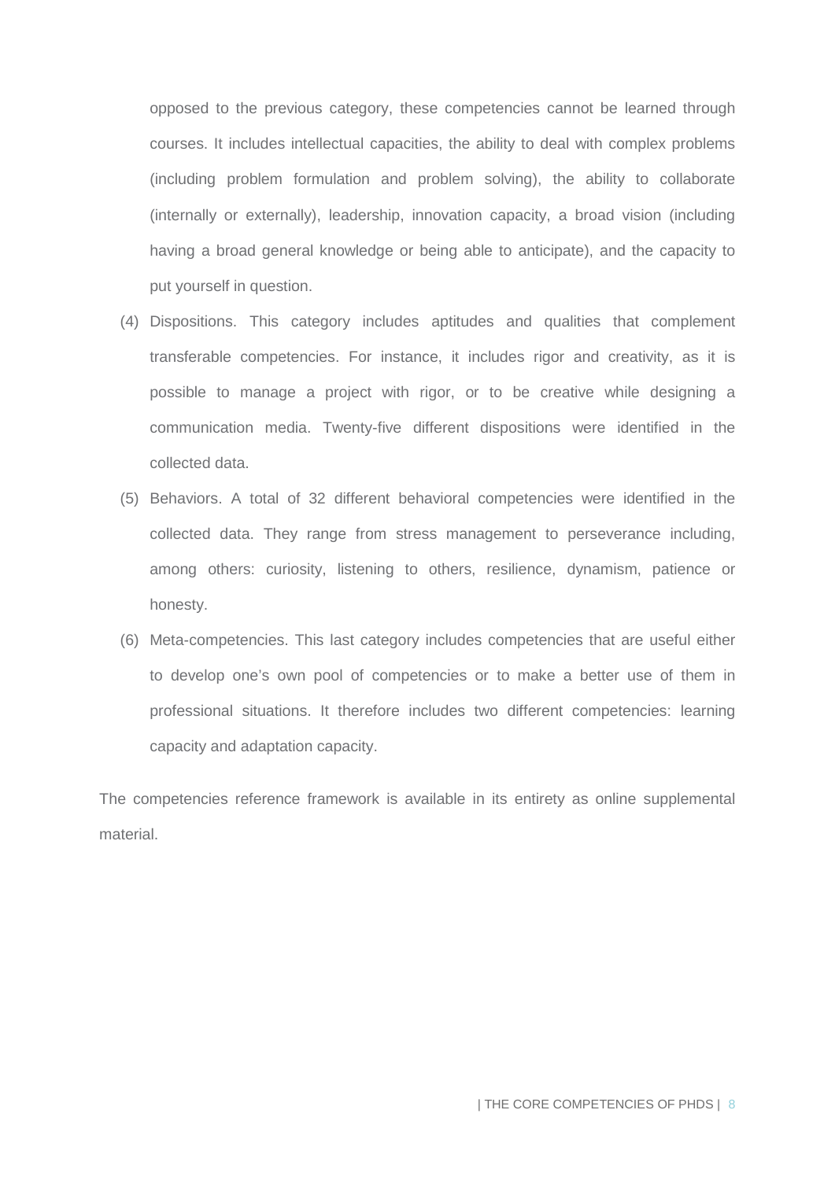opposed to the previous category, these competencies cannot be learned through courses. It includes intellectual capacities, the ability to deal with complex problems (including problem formulation and problem solving), the ability to collaborate (internally or externally), leadership, innovation capacity, a broad vision (including having a broad general knowledge or being able to anticipate), and the capacity to put yourself in question.

(4) Dispositions. This category includes aptitudes and qualities that complement transferable competencies. For instance, it includes rigor and creativity, as it is possible to manage a project with rigor, or to be creative while designing a communication media. Twenty-five different dispositions were identified in the collected data.

(5) Behaviors. A total of 32 different behavioral competencies were identified in the collected data. They range from stress management to perseverance including, among others: curiosity, listening to others, resilience, dynamism, patience or honesty.

(6) Meta-competencies. This last category includes competencies that are useful either to develop one's own pool of competencies or to make a better use of them in professional situations. It therefore includes two different competencies: learning capacity and adaptation capacity.

The competencies reference framework is available in its entirety as online supplemental material.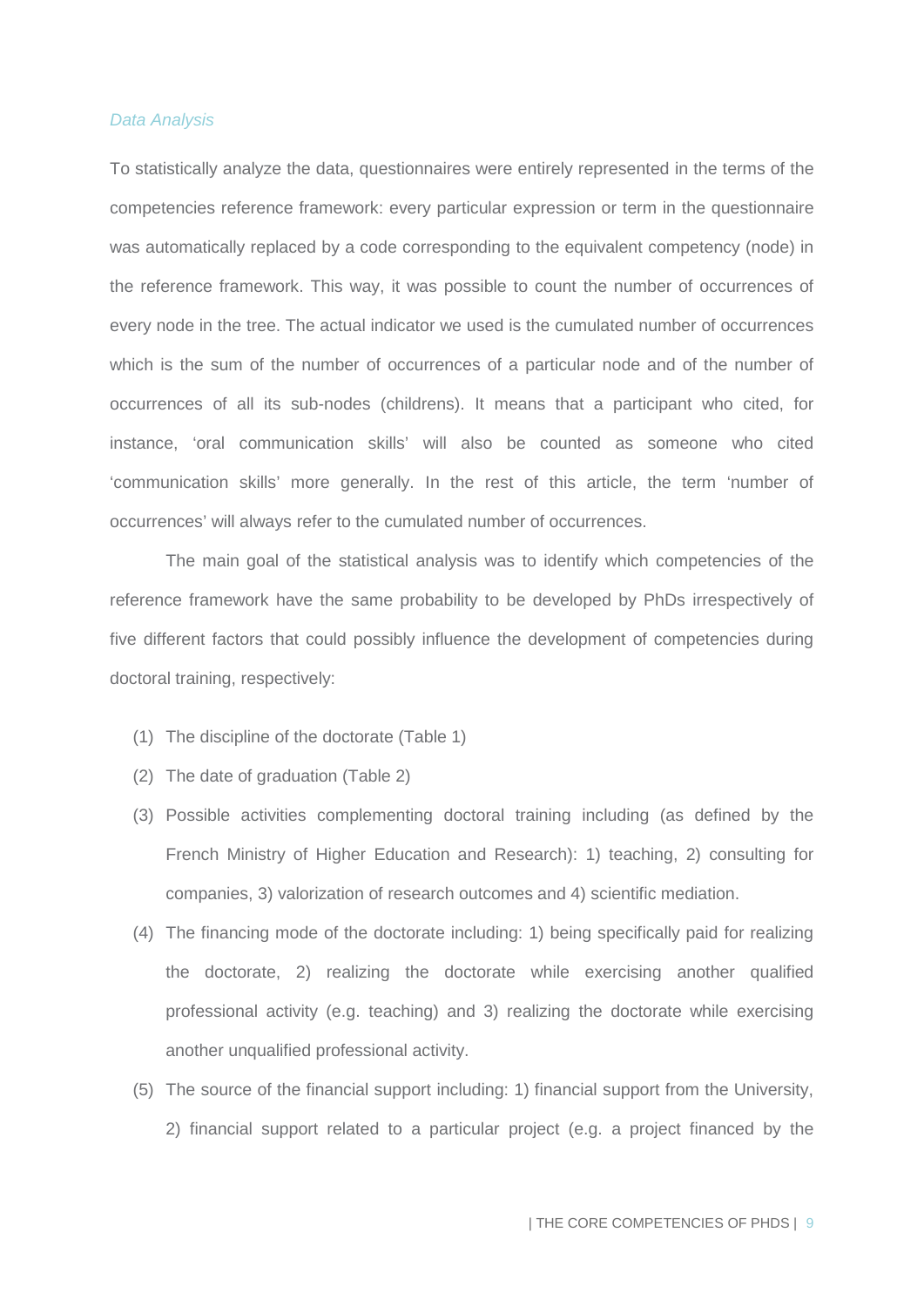### *Data Analysis*

To statistically analyze the data, questionnaires were entirely represented in the terms of the competencies reference framework: every particular expression or term in the questionnaire was automatically replaced by a code corresponding to the equivalent competency (node) in the reference framework. This way, it was possible to count the number of occurrences of every node in the tree. The actual indicator we used is the cumulated number of occurrences which is the sum of the number of occurrences of a particular node and of the number of occurrences of all its sub-nodes (childrens). It means that a participant who cited, for instance, 'oral communication skills' will also be counted as someone who cited 'communication skills' more generally. In the rest of this article, the term 'number of occurrences' will always refer to the cumulated number of occurrences.

The main goal of the statistical analysis was to identify which competencies of the reference framework have the same probability to be developed by PhDs irrespectively of five different factors that could possibly influence the development of competencies during doctoral training, respectively:

(1) The discipline of the doctorate (Table 1)

(2) The date of graduation (Table 2)

(3) Possible activities complementing doctoral training including (as defined by the French Ministry of Higher Education and Research): 1) teaching, 2) consulting for companies, 3) valorization of research outcomes and 4) scientific mediation.

(4) The financing mode of the doctorate including: 1) being specifically paid for realizing the doctorate, 2) realizing the doctorate while exercising another qualified professional activity (e.g. teaching) and 3) realizing the doctorate while exercising another unqualified professional activity.

(5) The source of the financial support including: 1) financial support from the University, 2) financial support related to a particular project (e.g. a project financed by the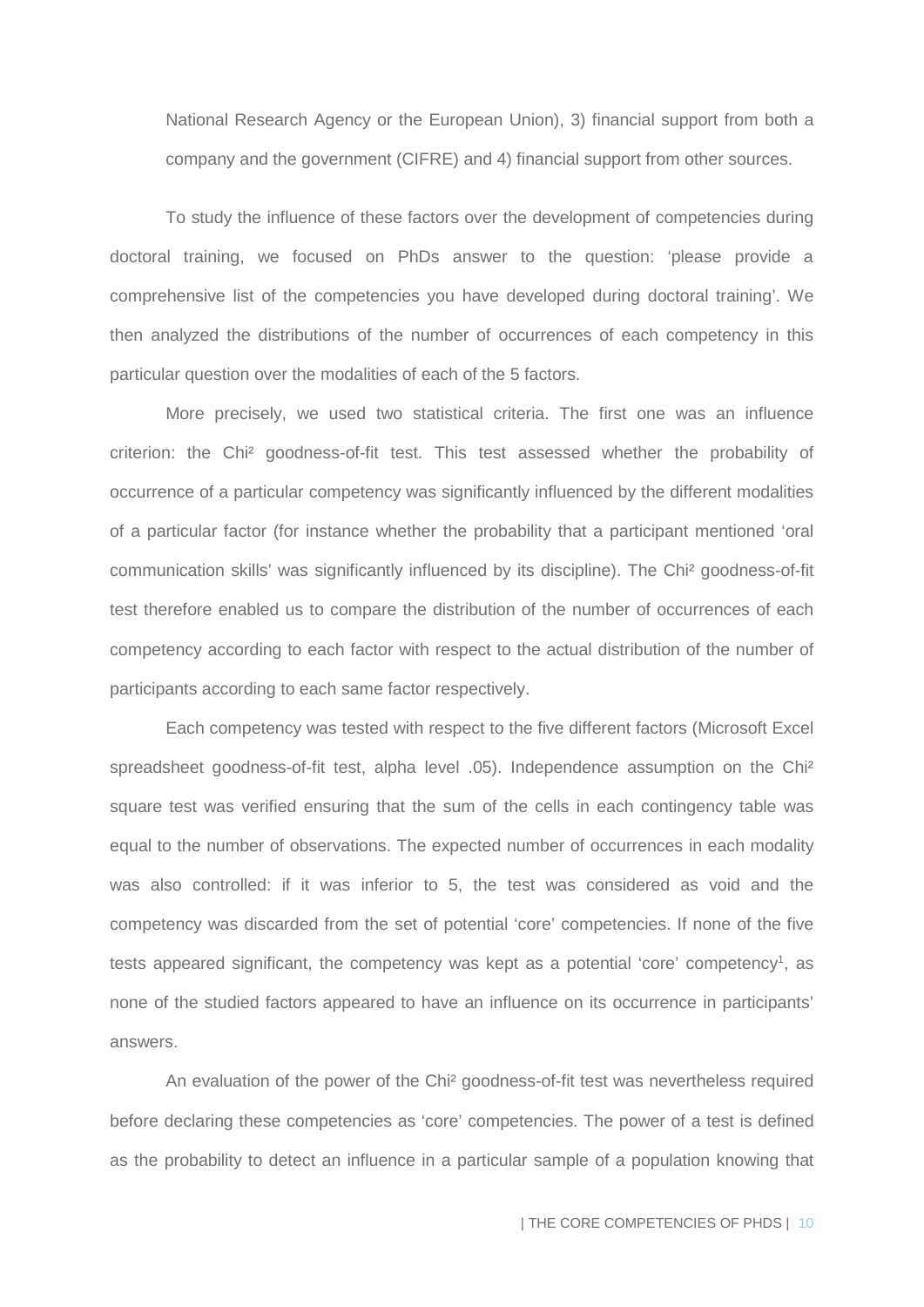National Research Agency or the European Union), 3) financial support from both a company and the government (CIFRE) and 4) financial support from other sources.

To study the influence of these factors over the development of competencies during doctoral training, we focused on PhDs answer to the question: 'please provide a comprehensive list of the competencies you have developed during doctoral training'. We then analyzed the distributions of the number of occurrences of each competency in this particular question over the modalities of each of the 5 factors.

More precisely, we used two statistical criteria. The first one was an influence criterion: the Chi² goodness-of-fit test. This test assessed whether the probability of occurrence of a particular competency was significantly influenced by the different modalities of a particular factor (for instance whether the probability that a participant mentioned 'oral communication skills' was significantly influenced by its discipline). The Chi² goodness-of-fit test therefore enabled us to compare the distribution of the number of occurrences of each competency according to each factor with respect to the actual distribution of the number of participants according to each same factor respectively.

Each competency was tested with respect to the five different factors (Microsoft Excel spreadsheet goodness-of-fit test, alpha level .05). Independence assumption on the Chi² square test was verified ensuring that the sum of the cells in each contingency table was equal to the number of observations. The expected number of occurrences in each modality was also controlled: if it was inferior to 5, the test was considered as void and the competency was discarded from the set of potential 'core' competencies. If none of the five tests appeared significant, the competency was kept as a potential 'core' competency[1], as none of the studied factors appeared to have an influence on its occurrence in participants' answers.

An evaluation of the power of the Chi² goodness-of-fit test was nevertheless required before declaring these competencies as 'core' competencies. The power of a test is defined as the probability to detect an influence in a particular sample of a population knowing that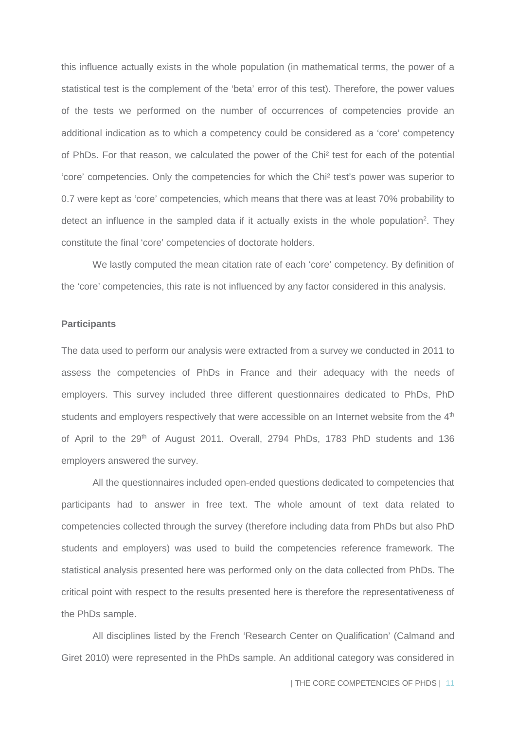this influence actually exists in the whole population (in mathematical terms, the power of a statistical test is the complement of the 'beta' error of this test). Therefore, the power values of the tests we performed on the number of occurrences of competencies provide an additional indication as to which a competency could be considered as a 'core' competency of PhDs. For that reason, we calculated the power of the Chi² test for each of the potential 'core' competencies. Only the competencies for which the Chi² test's power was superior to 0.7 were kept as 'core' competencies, which means that there was at least 70% probability to detect an influence in the sampled data if it actually exists in the whole population[2]. They constitute the final 'core' competencies of doctorate holders.

We lastly computed the mean citation rate of each 'core' competency. By definition of the 'core' competencies, this rate is not influenced by any factor considered in this analysis.

### Participants

The data used to perform our analysis were extracted from a survey we conducted in 2011 to assess the competencies of PhDs in France and their adequacy with the needs of employers. This survey included three different questionnaires dedicated to PhDs, PhD students and employers respectively that were accessible on an Internet website from the 4th of April to the 29th of August 2011. Overall, 2794 PhDs, 1783 PhD students and 136 employers answered the survey.

All the questionnaires included open-ended questions dedicated to competencies that participants had to answer in free text. The whole amount of text data related to competencies collected through the survey (therefore including data from PhDs but also PhD students and employers) was used to build the competencies reference framework. The statistical analysis presented here was performed only on the data collected from PhDs. The critical point with respect to the results presented here is therefore the representativeness of the PhDs sample.

All disciplines listed by the French 'Research Center on Qualification' (Calmand and Giret 2010) were represented in the PhDs sample. An additional category was considered in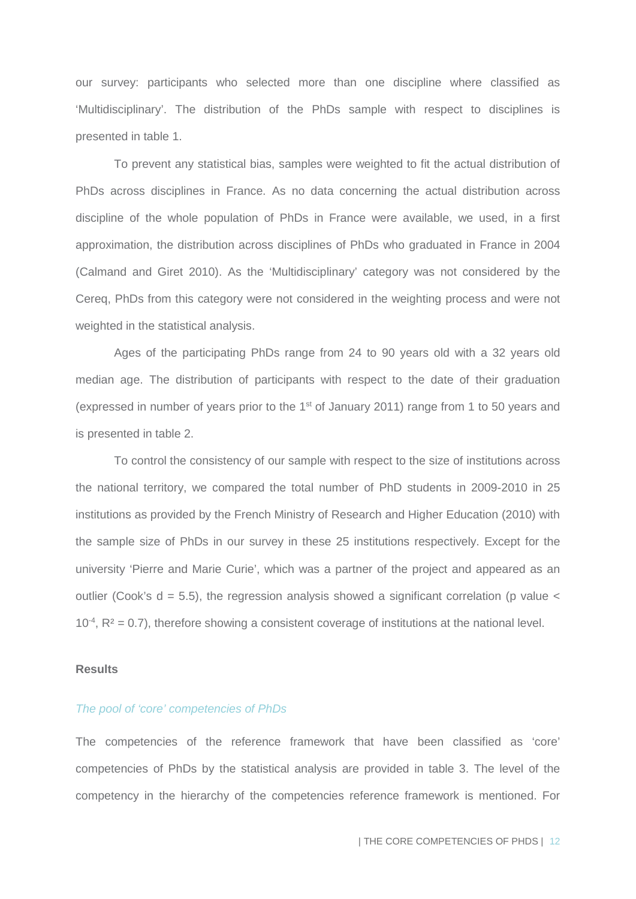our survey: participants who selected more than one discipline where classified as 'Multidisciplinary'. The distribution of the PhDs sample with respect to disciplines is presented in table 1.

To prevent any statistical bias, samples were weighted to fit the actual distribution of PhDs across disciplines in France. As no data concerning the actual distribution across discipline of the whole population of PhDs in France were available, we used, in a first approximation, the distribution across disciplines of PhDs who graduated in France in 2004 (Calmand and Giret 2010). As the 'Multidisciplinary' category was not considered by the Cereq, PhDs from this category were not considered in the weighting process and were not weighted in the statistical analysis.

Ages of the participating PhDs range from 24 to 90 years old with a 32 years old median age. The distribution of participants with respect to the date of their graduation (expressed in number of years prior to the 1st of January 2011) range from 1 to 50 years and is presented in table 2.

To control the consistency of our sample with respect to the size of institutions across the national territory, we compared the total number of PhD students in 2009-2010 in 25 institutions as provided by the French Ministry of Research and Higher Education (2010) with the sample size of PhDs in our survey in these 25 institutions respectively. Except for the university 'Pierre and Marie Curie', which was a partner of the project and appeared as an outlier (Cook's d = 5.5), the regression analysis showed a significant correlation (p value < $10^{-4}$, $R^2 = 0.7$), therefore showing a consistent coverage of institutions at the national level.

**Results**

*The pool of 'core' competencies of PhDs*

The competencies of the reference framework that have been classified as 'core' competencies of PhDs by the statistical analysis are provided in table 3. The level of the competency in the hierarchy of the competencies reference framework is mentioned. For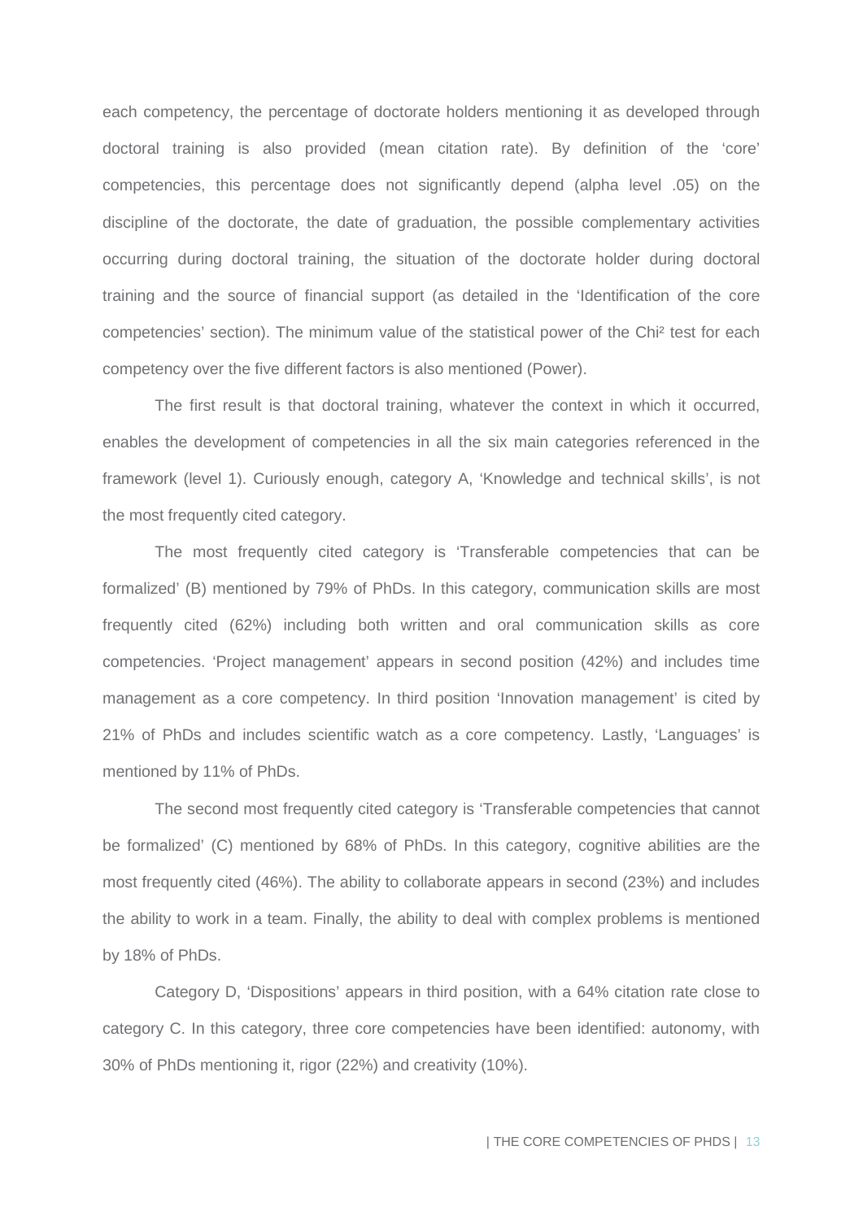each competency, the percentage of doctorate holders mentioning it as developed through doctoral training is also provided (mean citation rate). By definition of the 'core' competencies, this percentage does not significantly depend (alpha level .05) on the discipline of the doctorate, the date of graduation, the possible complementary activities occurring during doctoral training, the situation of the doctorate holder during doctoral training and the source of financial support (as detailed in the 'Identification of the core competencies' section). The minimum value of the statistical power of the Chi² test for each competency over the five different factors is also mentioned (Power).

The first result is that doctoral training, whatever the context in which it occurred, enables the development of competencies in all the six main categories referenced in the framework (level 1). Curiously enough, category A, 'Knowledge and technical skills', is not the most frequently cited category.

The most frequently cited category is 'Transferable competencies that can be formalized' (B) mentioned by 79% of PhDs. In this category, communication skills are most frequently cited (62%) including both written and oral communication skills as core competencies. 'Project management' appears in second position (42%) and includes time management as a core competency. In third position 'Innovation management' is cited by 21% of PhDs and includes scientific watch as a core competency. Lastly, 'Languages' is mentioned by 11% of PhDs.

The second most frequently cited category is 'Transferable competencies that cannot be formalized' (C) mentioned by 68% of PhDs. In this category, cognitive abilities are the most frequently cited (46%). The ability to collaborate appears in second (23%) and includes the ability to work in a team. Finally, the ability to deal with complex problems is mentioned by 18% of PhDs.

Category D, 'Dispositions' appears in third position, with a 64% citation rate close to category C. In this category, three core competencies have been identified: autonomy, with 30% of PhDs mentioning it, rigor (22%) and creativity (10%).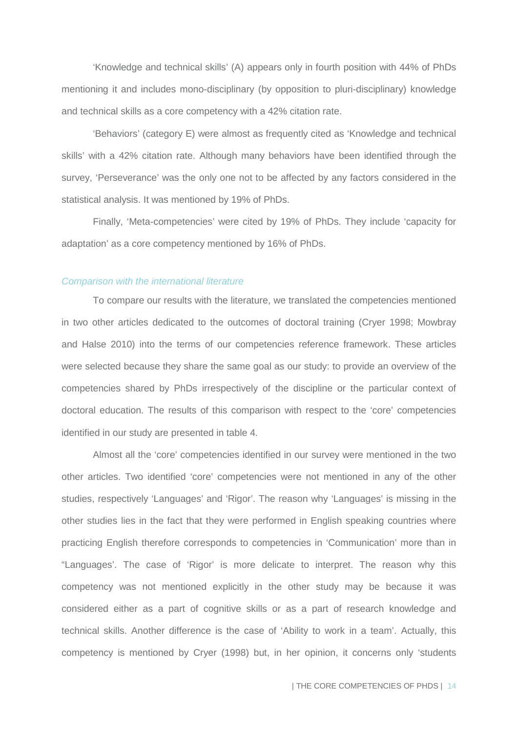'Knowledge and technical skills' (A) appears only in fourth position with 44% of PhDs mentioning it and includes mono-disciplinary (by opposition to pluri-disciplinary) knowledge and technical skills as a core competency with a 42% citation rate.

'Behaviors' (category E) were almost as frequently cited as 'Knowledge and technical skills' with a 42% citation rate. Although many behaviors have been identified through the survey, 'Perseverance' was the only one not to be affected by any factors considered in the statistical analysis. It was mentioned by 19% of PhDs.

Finally, 'Meta-competencies' were cited by 19% of PhDs. They include 'capacity for adaptation' as a core competency mentioned by 16% of PhDs.

### *Comparison with the international literature*

To compare our results with the literature, we translated the competencies mentioned in two other articles dedicated to the outcomes of doctoral training (Cryer 1998; Mowbray and Halse 2010) into the terms of our competencies reference framework. These articles were selected because they share the same goal as our study: to provide an overview of the competencies shared by PhDs irrespectively of the discipline or the particular context of doctoral education. The results of this comparison with respect to the 'core' competencies identified in our study are presented in table 4.

Almost all the 'core' competencies identified in our survey were mentioned in the two other articles. Two identified 'core' competencies were not mentioned in any of the other studies, respectively 'Languages' and 'Rigor'. The reason why 'Languages' is missing in the other studies lies in the fact that they were performed in English speaking countries where practicing English therefore corresponds to competencies in 'Communication' more than in "Languages'. The case of 'Rigor' is more delicate to interpret. The reason why this competency was not mentioned explicitly in the other study may be because it was considered either as a part of cognitive skills or as a part of research knowledge and technical skills. Another difference is the case of 'Ability to work in a team'. Actually, this competency is mentioned by Cryer (1998) but, in her opinion, it concerns only 'students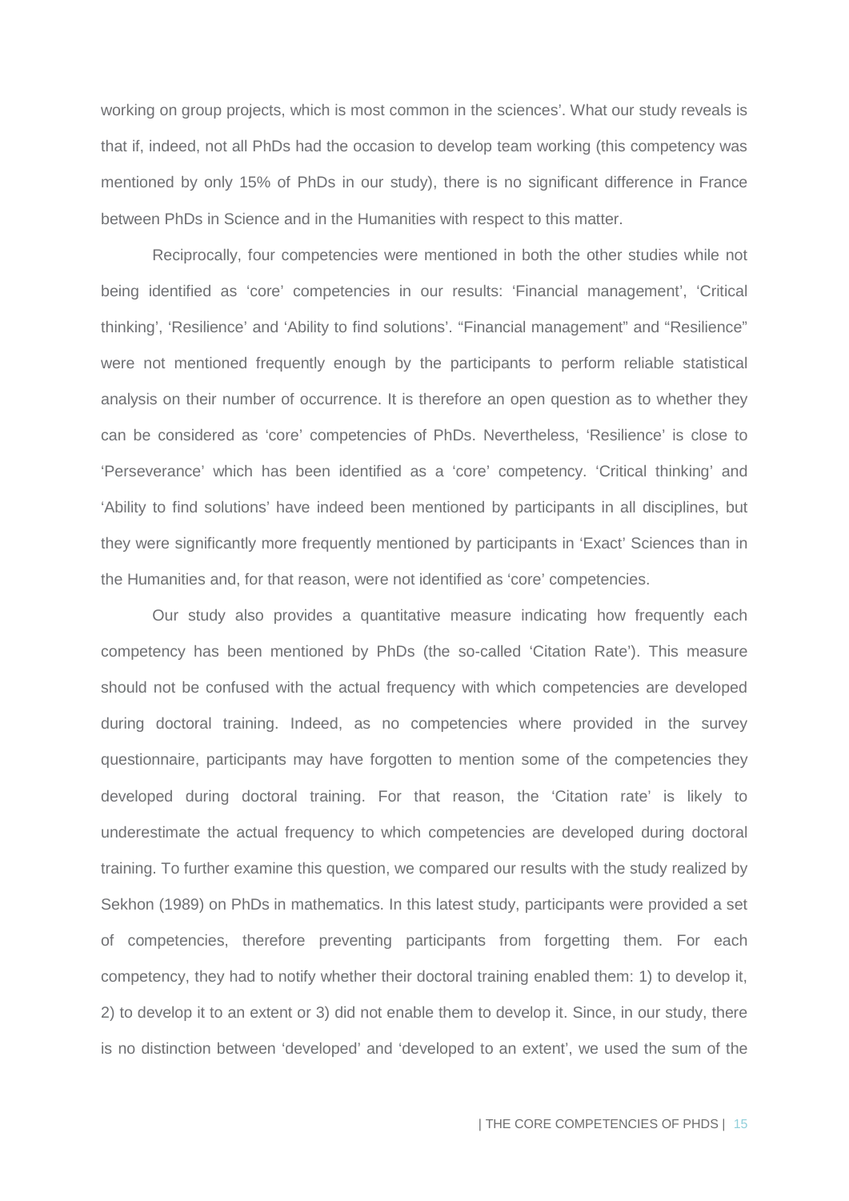working on group projects, which is most common in the sciences'. What our study reveals is that if, indeed, not all PhDs had the occasion to develop team working (this competency was mentioned by only 15% of PhDs in our study), there is no significant difference in France between PhDs in Science and in the Humanities with respect to this matter.

Reciprocally, four competencies were mentioned in both the other studies while not being identified as 'core' competencies in our results: 'Financial management', 'Critical thinking', 'Resilience' and 'Ability to find solutions'. "Financial management" and "Resilience" were not mentioned frequently enough by the participants to perform reliable statistical analysis on their number of occurrence. It is therefore an open question as to whether they can be considered as 'core' competencies of PhDs. Nevertheless, 'Resilience' is close to 'Perseverance' which has been identified as a 'core' competency. 'Critical thinking' and 'Ability to find solutions' have indeed been mentioned by participants in all disciplines, but they were significantly more frequently mentioned by participants in 'Exact' Sciences than in the Humanities and, for that reason, were not identified as 'core' competencies.

Our study also provides a quantitative measure indicating how frequently each competency has been mentioned by PhDs (the so-called 'Citation Rate'). This measure should not be confused with the actual frequency with which competencies are developed during doctoral training. Indeed, as no competencies where provided in the survey questionnaire, participants may have forgotten to mention some of the competencies they developed during doctoral training. For that reason, the 'Citation rate' is likely to underestimate the actual frequency to which competencies are developed during doctoral training. To further examine this question, we compared our results with the study realized by Sekhon (1989) on PhDs in mathematics. In this latest study, participants were provided a set of competencies, therefore preventing participants from forgetting them. For each competency, they had to notify whether their doctoral training enabled them: 1) to develop it, 2) to develop it to an extent or 3) did not enable them to develop it. Since, in our study, there is no distinction between 'developed' and 'developed to an extent', we used the sum of the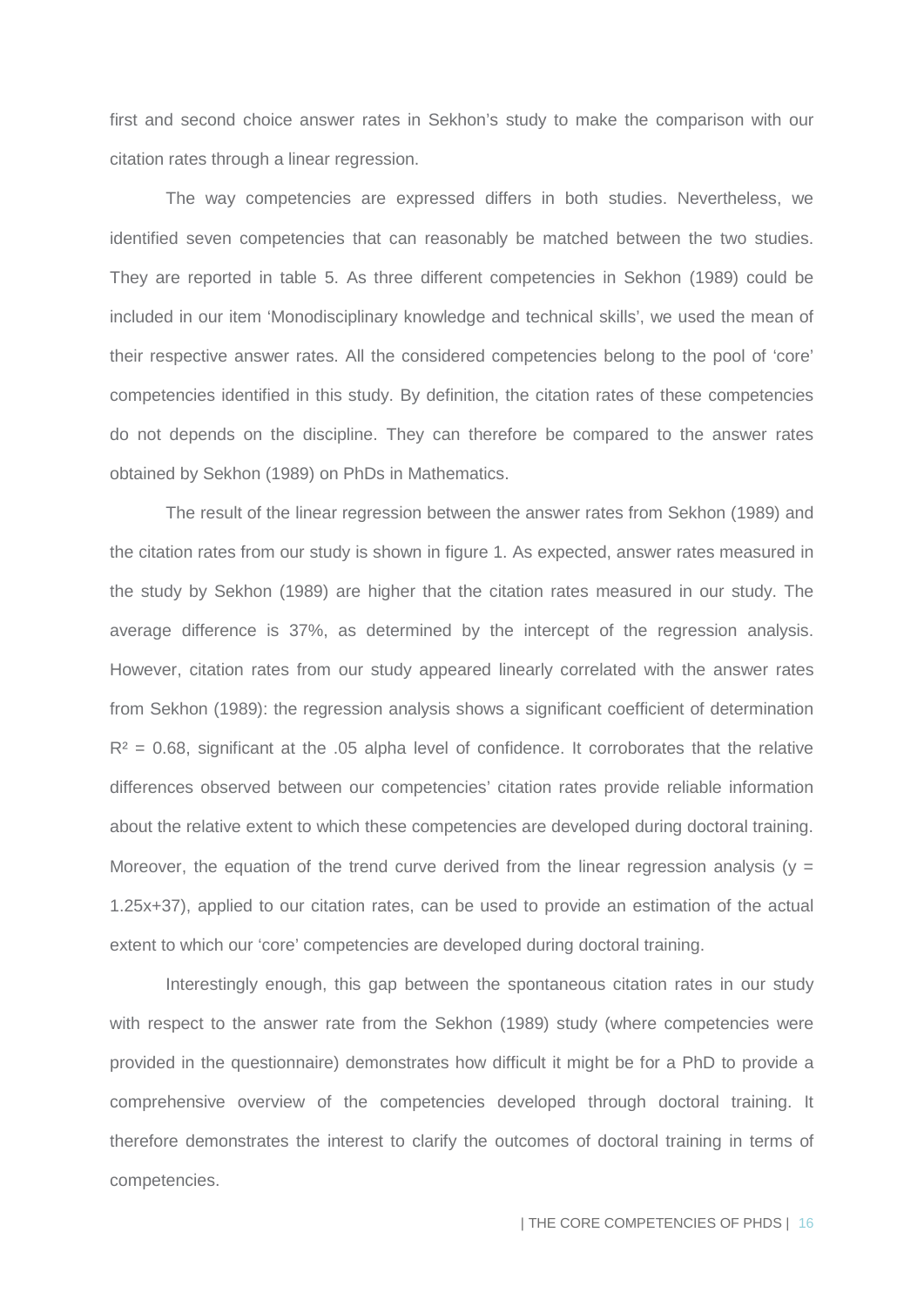first and second choice answer rates in Sekhon's study to make the comparison with our citation rates through a linear regression.

The way competencies are expressed differs in both studies. Nevertheless, we identified seven competencies that can reasonably be matched between the two studies. They are reported in table 5. As three different competencies in Sekhon (1989) could be included in our item 'Monodisciplinary knowledge and technical skills', we used the mean of their respective answer rates. All the considered competencies belong to the pool of 'core' competencies identified in this study. By definition, the citation rates of these competencies do not depends on the discipline. They can therefore be compared to the answer rates obtained by Sekhon (1989) on PhDs in Mathematics.

The result of the linear regression between the answer rates from Sekhon (1989) and the citation rates from our study is shown in figure 1. As expected, answer rates measured in the study by Sekhon (1989) are higher that the citation rates measured in our study. The average difference is 37%, as determined by the intercept of the regression analysis. However, citation rates from our study appeared linearly correlated with the answer rates from Sekhon (1989): the regression analysis shows a significant coefficient of determination $R^2 = 0.68$, significant at the .05 alpha level of confidence. It corroborates that the relative differences observed between our competencies' citation rates provide reliable information about the relative extent to which these competencies are developed during doctoral training. Moreover, the equation of the trend curve derived from the linear regression analysis ($y = 1.25x+37$), applied to our citation rates, can be used to provide an estimation of the actual extent to which our 'core' competencies are developed during doctoral training.

Interestingly enough, this gap between the spontaneous citation rates in our study with respect to the answer rate from the Sekhon (1989) study (where competencies were provided in the questionnaire) demonstrates how difficult it might be for a PhD to provide a comprehensive overview of the competencies developed through doctoral training. It therefore demonstrates the interest to clarify the outcomes of doctoral training in terms of competencies.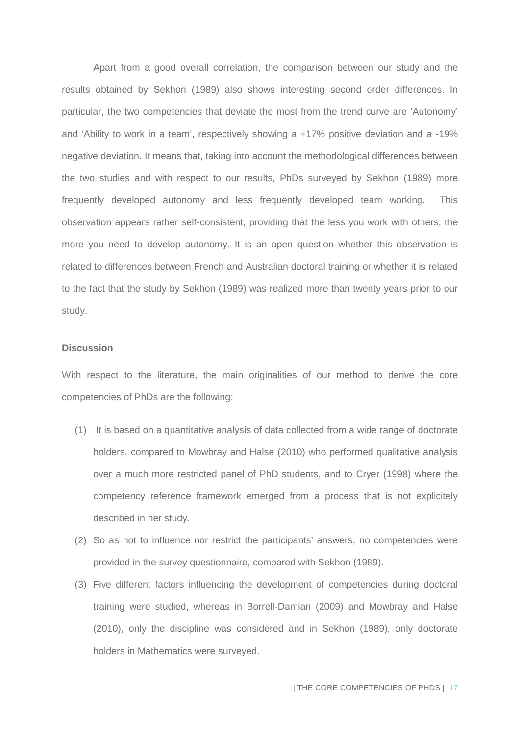Apart from a good overall correlation, the comparison between our study and the results obtained by Sekhon (1989) also shows interesting second order differences. In particular, the two competencies that deviate the most from the trend curve are 'Autonomy' and 'Ability to work in a team', respectively showing a +17% positive deviation and a -19% negative deviation. It means that, taking into account the methodological differences between the two studies and with respect to our results, PhDs surveyed by Sekhon (1989) more frequently developed autonomy and less frequently developed team working. This observation appears rather self-consistent, providing that the less you work with others, the more you need to develop autonomy. It is an open question whether this observation is related to differences between French and Australian doctoral training or whether it is related to the fact that the study by Sekhon (1989) was realized more than twenty years prior to our study.

**Discussion**

With respect to the literature, the main originalities of our method to derive the core competencies of PhDs are the following:

(1) It is based on a quantitative analysis of data collected from a wide range of doctorate holders, compared to Mowbray and Halse (2010) who performed qualitative analysis over a much more restricted panel of PhD students, and to Cryer (1998) where the competency reference framework emerged from a process that is not explicitely described in her study.

(2) So as not to influence nor restrict the participants' answers, no competencies were provided in the survey questionnaire, compared with Sekhon (1989).

(3) Five different factors influencing the development of competencies during doctoral training were studied, whereas in Borrell-Damian (2009) and Mowbray and Halse (2010), only the discipline was considered and in Sekhon (1989), only doctorate holders in Mathematics were surveyed.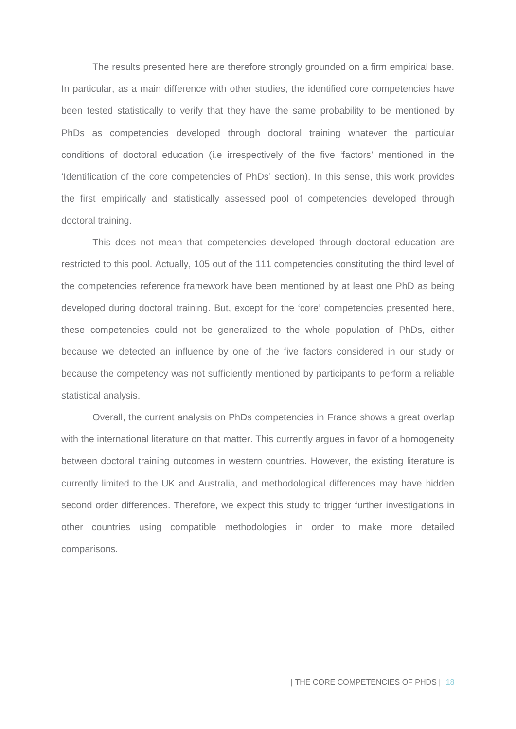The results presented here are therefore strongly grounded on a firm empirical base. In particular, as a main difference with other studies, the identified core competencies have been tested statistically to verify that they have the same probability to be mentioned by PhDs as competencies developed through doctoral training whatever the particular conditions of doctoral education (i.e irrespectively of the five 'factors' mentioned in the 'Identification of the core competencies of PhDs' section). In this sense, this work provides the first empirically and statistically assessed pool of competencies developed through doctoral training.

This does not mean that competencies developed through doctoral education are restricted to this pool. Actually, 105 out of the 111 competencies constituting the third level of the competencies reference framework have been mentioned by at least one PhD as being developed during doctoral training. But, except for the 'core' competencies presented here, these competencies could not be generalized to the whole population of PhDs, either because we detected an influence by one of the five factors considered in our study or because the competency was not sufficiently mentioned by participants to perform a reliable statistical analysis.

Overall, the current analysis on PhDs competencies in France shows a great overlap with the international literature on that matter. This currently argues in favor of a homogeneity between doctoral training outcomes in western countries. However, the existing literature is currently limited to the UK and Australia, and methodological differences may have hidden second order differences. Therefore, we expect this study to trigger further investigations in other countries using compatible methodologies in order to make more detailed comparisons.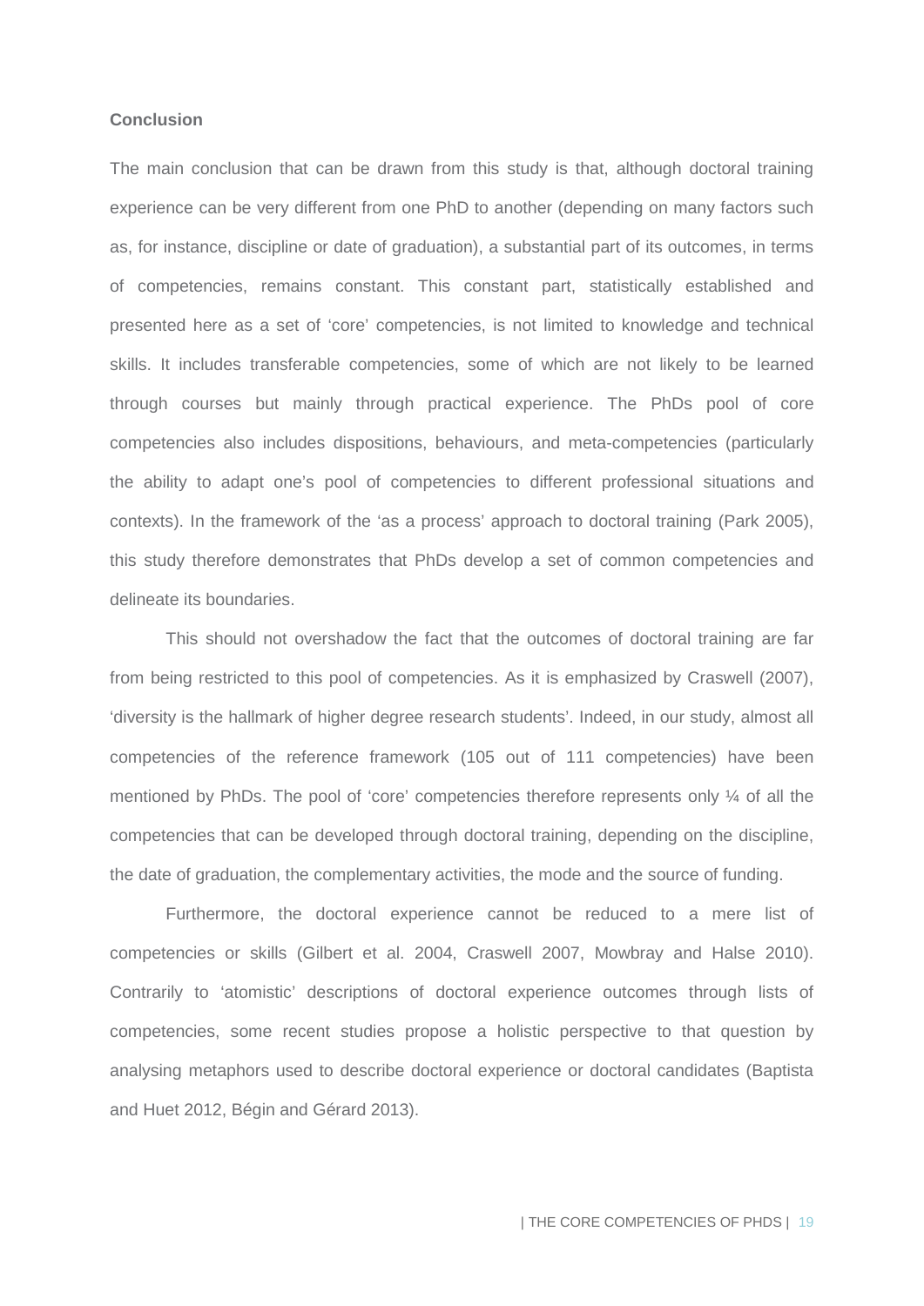## Conclusion

The main conclusion that can be drawn from this study is that, although doctoral training experience can be very different from one PhD to another (depending on many factors such as, for instance, discipline or date of graduation), a substantial part of its outcomes, in terms of competencies, remains constant. This constant part, statistically established and presented here as a set of 'core' competencies, is not limited to knowledge and technical skills. It includes transferable competencies, some of which are not likely to be learned through courses but mainly through practical experience. The PhDs pool of core competencies also includes dispositions, behaviours, and meta-competencies (particularly the ability to adapt one's pool of competencies to different professional situations and contexts). In the framework of the 'as a process' approach to doctoral training (Park 2005), this study therefore demonstrates that PhDs develop a set of common competencies and delineate its boundaries.

This should not overshadow the fact that the outcomes of doctoral training are far from being restricted to this pool of competencies. As it is emphasized by Craswell (2007), 'diversity is the hallmark of higher degree research students'. Indeed, in our study, almost all competencies of the reference framework (105 out of 111 competencies) have been mentioned by PhDs. The pool of 'core' competencies therefore represents only ¼ of all the competencies that can be developed through doctoral training, depending on the discipline, the date of graduation, the complementary activities, the mode and the source of funding.

Furthermore, the doctoral experience cannot be reduced to a mere list of competencies or skills (Gilbert et al. 2004, Craswell 2007, Mowbray and Halse 2010). Contrarily to 'atomistic' descriptions of doctoral experience outcomes through lists of competencies, some recent studies propose a holistic perspective to that question by analysing metaphors used to describe doctoral experience or doctoral candidates (Baptista and Huet 2012, Bégin and Gérard 2013).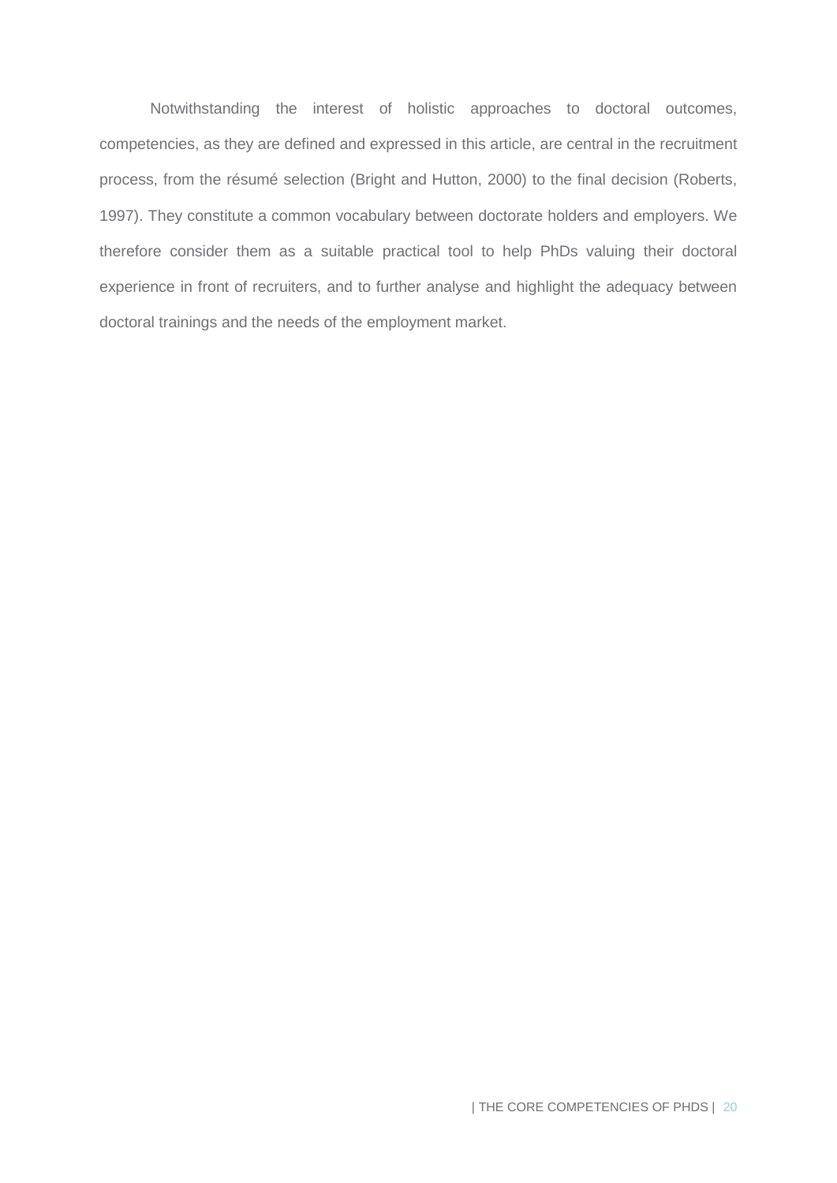Notwithstanding the interest of holistic approaches to doctoral outcomes, competencies, as they are defined and expressed in this article, are central in the recruitment process, from the résumé selection (Bright and Hutton, 2000) to the final decision (Roberts, 1997). They constitute a common vocabulary between doctorate holders and employers. We therefore consider them as a suitable practical tool to help PhDs valuing their doctoral experience in front of recruiters, and to further analyse and highlight the adequacy between doctoral trainings and the needs of the employment market.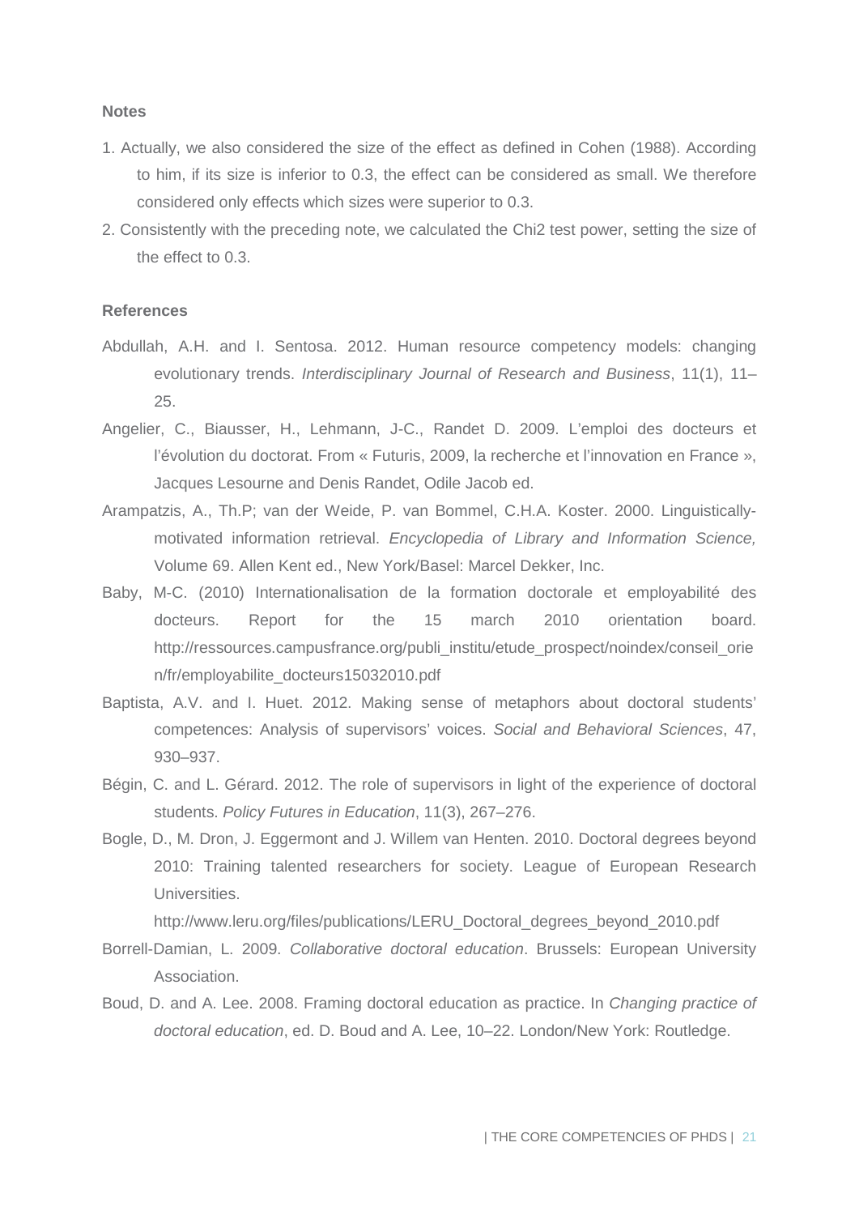**Notes**

1. Actually, we also considered the size of the effect as defined in Cohen (1988). According to him, if its size is inferior to 0.3, the effect can be considered as small. We therefore considered only effects which sizes were superior to 0.3.
2. Consistently with the preceding note, we calculated the Chi2 test power, setting the size of the effect to 0.3.

**References**

Abdullah, A.H. and I. Sentosa. 2012. Human resource competency models: changing evolutionary trends. *Interdisciplinary Journal of Research and Business*, 11(1), 11–25.

Angelier, C., Biausser, H., Lehmann, J-C., Randet D. 2009. L'emploi des docteurs et l'évolution du doctorat. From « Futuris, 2009, la recherche et l'innovation en France », Jacques Lesourne and Denis Randet, Odile Jacob ed.

Arampatzis, A., Th.P; van der Weide, P. van Bommel, C.H.A. Koster. 2000. Linguistically-motivated information retrieval. *Encyclopedia of Library and Information Science,* Volume 69. Allen Kent ed., New York/Basel: Marcel Dekker, Inc.

Baby, M-C. (2010) Internationalisation de la formation doctorale et employabilité des docteurs. Report for the 15 march 2010 orientation board. http://ressources.campusfrance.org/publi_institu/etude_prospect/noindex/conseil_orien/fr/employabilite_docteurs15032010.pdf

Baptista, A.V. and I. Huet. 2012. Making sense of metaphors about doctoral students' competences: Analysis of supervisors' voices. *Social and Behavioral Sciences*, 47, 930–937.

Bégin, C. and L. Gérard. 2012. The role of supervisors in light of the experience of doctoral students. *Policy Futures in Education*, 11(3), 267–276.

Bogle, D., M. Dron, J. Eggermont and J. Willem van Henten. 2010. Doctoral degrees beyond 2010: Training talented researchers for society. League of European Research Universities.
http://www.leru.org/files/publications/LERU_Doctoral_degrees_beyond_2010.pdf

Borrell-Damian, L. 2009. *Collaborative doctoral education*. Brussels: European University Association.

Boud, D. and A. Lee. 2008. Framing doctoral education as practice. In *Changing practice of doctoral education*, ed. D. Boud and A. Lee, 10–22. London/New York: Routledge.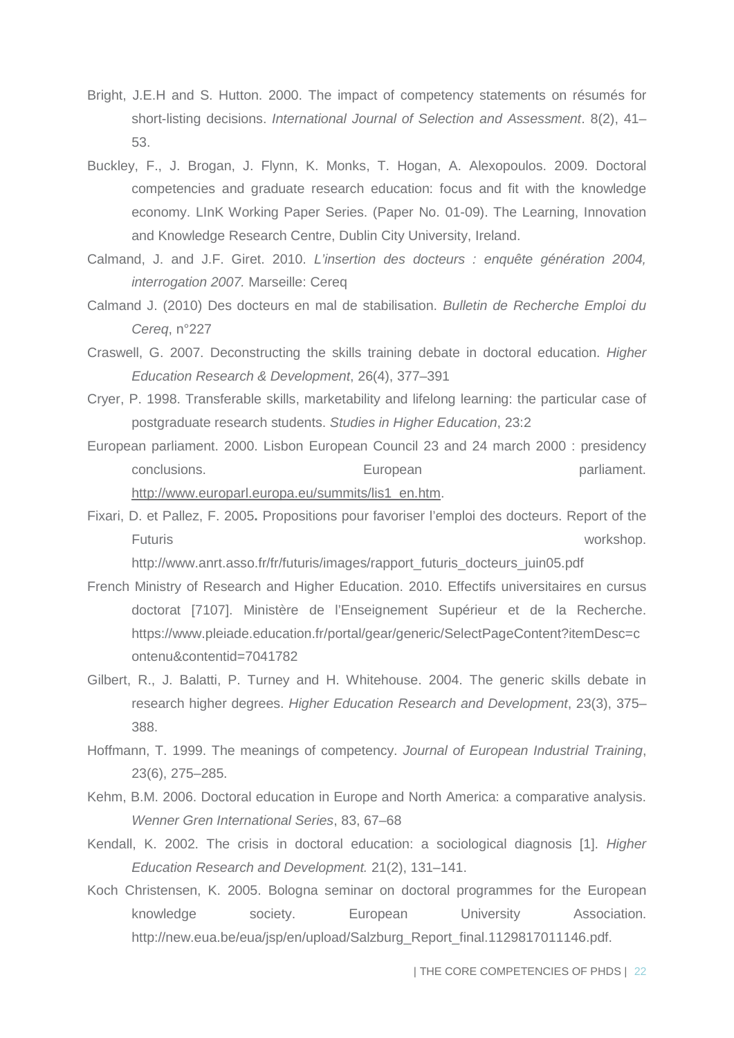Bright, J.E.H and S. Hutton. 2000. The impact of competency statements on résumés for short-listing decisions. *International Journal of Selection and Assessment*. 8(2), 41–53.

Buckley, F., J. Brogan, J. Flynn, K. Monks, T. Hogan, A. Alexopoulos. 2009. Doctoral competencies and graduate research education: focus and fit with the knowledge economy. LInK Working Paper Series. (Paper No. 01-09). The Learning, Innovation and Knowledge Research Centre, Dublin City University, Ireland.

Calmand, J. and J.F. Giret. 2010. *L'insertion des docteurs : enquête génération 2004, interrogation 2007.* Marseille: Cereq

Calmand J. (2010) Des docteurs en mal de stabilisation. *Bulletin de Recherche Emploi du Cereq*, n°227

Craswell, G. 2007. Deconstructing the skills training debate in doctoral education. *Higher Education Research & Development*, 26(4), 377–391

Cryer, P. 1998. Transferable skills, marketability and lifelong learning: the particular case of postgraduate research students. *Studies in Higher Education*, 23:2

European parliament. 2000. Lisbon European Council 23 and 24 march 2000 : presidency conclusions. European parliament. http://www.europarl.europa.eu/summits/lis1_en.htm.

Fixari, D. et Pallez, F. 2005**.** Propositions pour favoriser l'emploi des docteurs. Report of the Futuris workshop. http://www.anrt.asso.fr/fr/futuris/images/rapport_futuris_docteurs_juin05.pdf

French Ministry of Research and Higher Education. 2010. Effectifs universitaires en cursus doctorat [7107]. Ministère de l'Enseignement Supérieur et de la Recherche. https://www.pleiade.education.fr/portal/gear/generic/SelectPageContent?itemDesc=contenu&contentid=7041782

Gilbert, R., J. Balatti, P. Turney and H. Whitehouse. 2004. The generic skills debate in research higher degrees. *Higher Education Research and Development*, 23(3), 375–388.

Hoffmann, T. 1999. The meanings of competency. *Journal of European Industrial Training*, 23(6), 275–285.

Kehm, B.M. 2006. Doctoral education in Europe and North America: a comparative analysis. *Wenner Gren International Series*, 83, 67–68

Kendall, K. 2002. The crisis in doctoral education: a sociological diagnosis [1]. *Higher Education Research and Development.* 21(2), 131–141.

Koch Christensen, K. 2005. Bologna seminar on doctoral programmes for the European knowledge society. European University Association. http://new.eua.be/eua/jsp/en/upload/Salzburg_Report_final.1129817011146.pdf.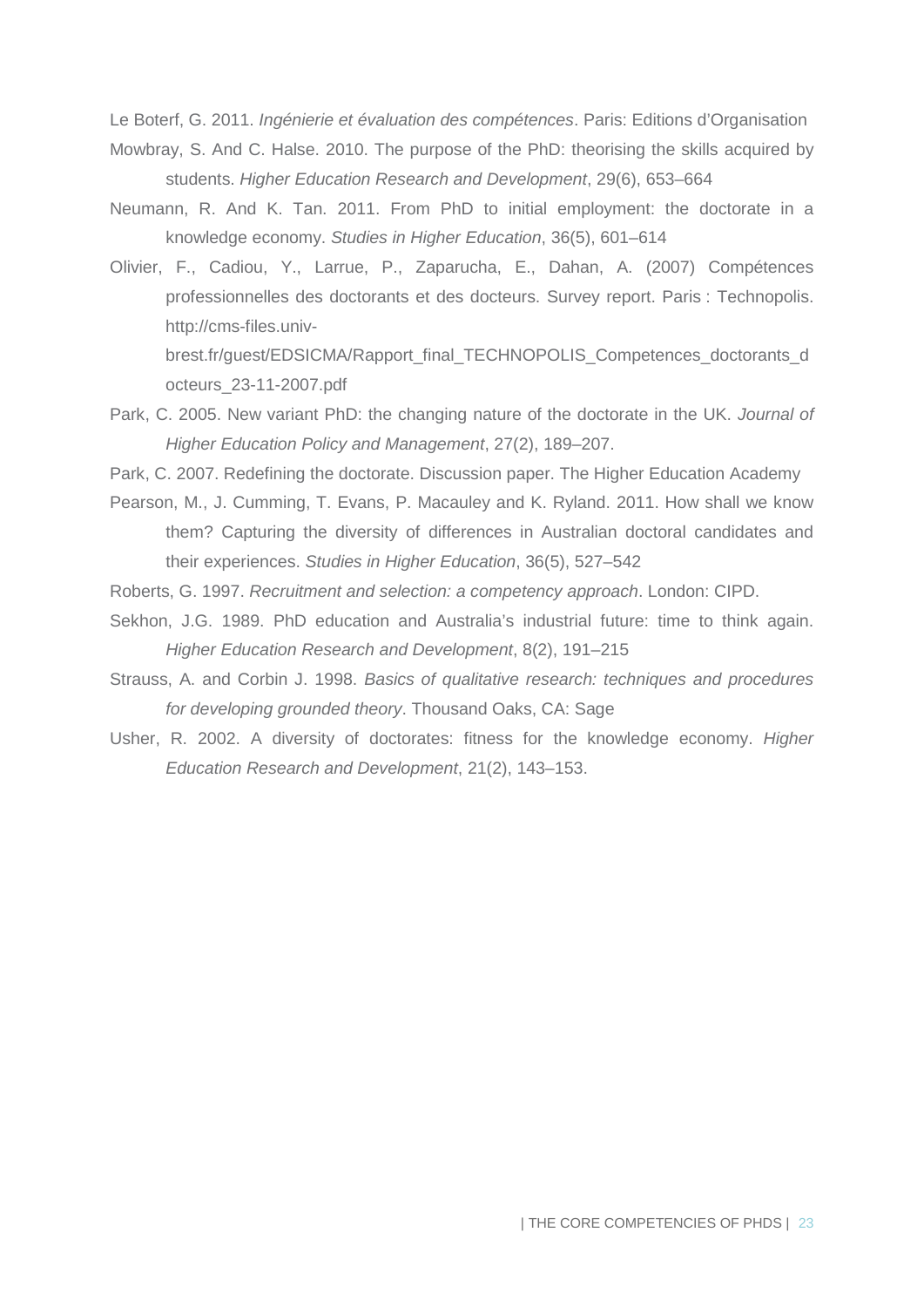Le Boterf, G. 2011. *Ingénierie et évaluation des compétences*. Paris: Editions d'Organisation

Mowbray, S. And C. Halse. 2010. The purpose of the PhD: theorising the skills acquired by students. *Higher Education Research and Development*, 29(6), 653–664

Neumann, R. And K. Tan. 2011. From PhD to initial employment: the doctorate in a knowledge economy. *Studies in Higher Education*, 36(5), 601–614

Olivier, F., Cadiou, Y., Larrue, P., Zaparucha, E., Dahan, A. (2007) Compétences professionnelles des doctorants et des docteurs. Survey report. Paris : Technopolis. http://cms-files.univ-brest.fr/guest/EDSICMA/Rapport_final_TECHNOPOLIS_Competences_doctorants_docteurs_23-11-2007.pdf

Park, C. 2005. New variant PhD: the changing nature of the doctorate in the UK. *Journal of Higher Education Policy and Management*, 27(2), 189–207.

Park, C. 2007. Redefining the doctorate. Discussion paper. The Higher Education Academy

Pearson, M., J. Cumming, T. Evans, P. Macauley and K. Ryland. 2011. How shall we know them? Capturing the diversity of differences in Australian doctoral candidates and their experiences. *Studies in Higher Education*, 36(5), 527–542

Roberts, G. 1997. *Recruitment and selection: a competency approach*. London: CIPD.

Sekhon, J.G. 1989. PhD education and Australia's industrial future: time to think again. *Higher Education Research and Development*, 8(2), 191–215

Strauss, A. and Corbin J. 1998. *Basics of qualitative research: techniques and procedures for developing grounded theory*. Thousand Oaks, CA: Sage

Usher, R. 2002. A diversity of doctorates: fitness for the knowledge economy. *Higher Education Research and Development*, 21(2), 143–153.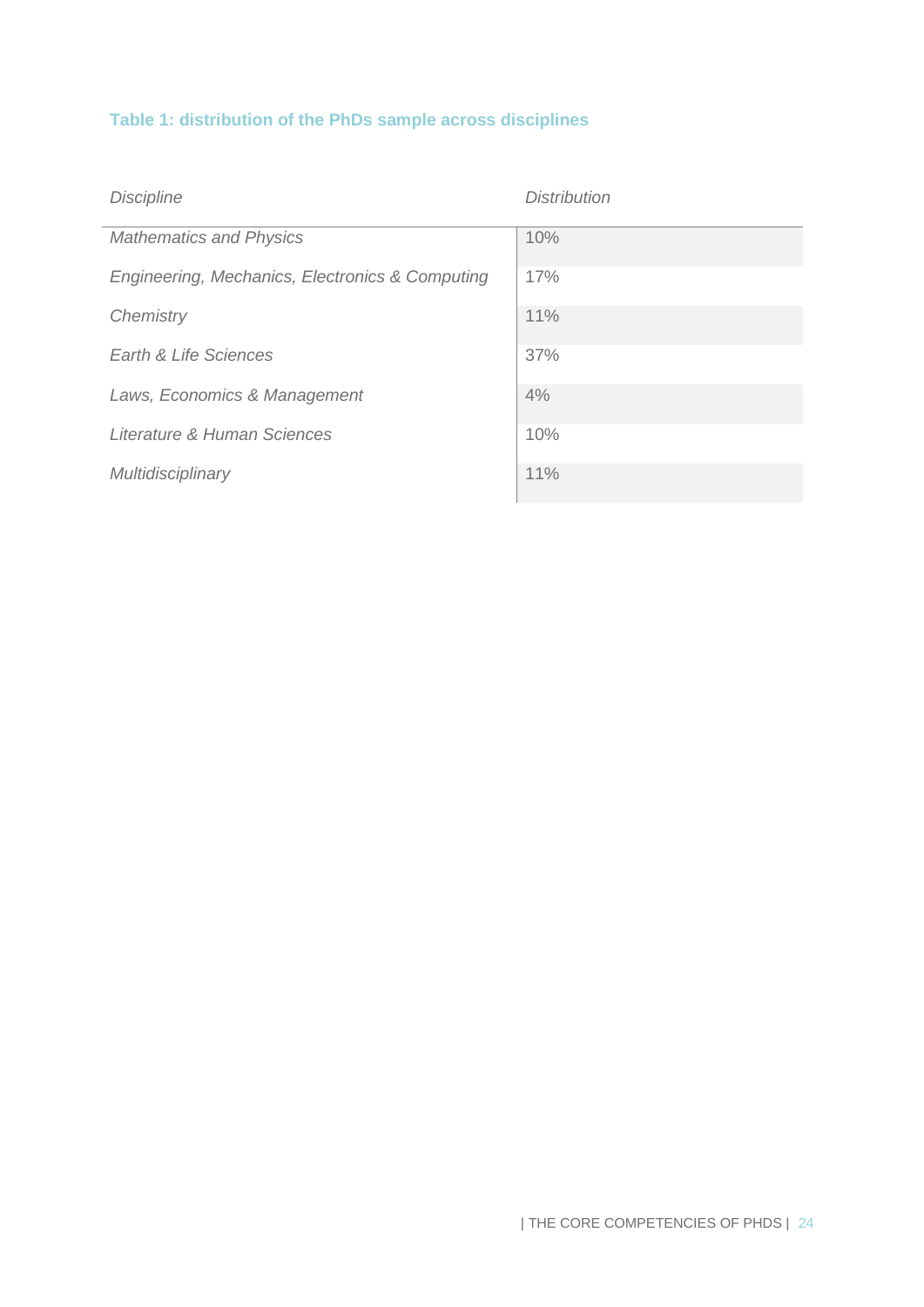**Table 1: distribution of the PhDs sample across disciplines**

| *Discipline* | *Distribution* |
|---|---|
| *Mathematics and Physics* | 10% |
| *Engineering, Mechanics, Electronics & Computing* | 17% |
| *Chemistry* | 11% |
| *Earth & Life Sciences* | 37% |
| *Laws, Economics & Management* | 4% |
| *Literature & Human Sciences* | 10% |
| *Multidisciplinary* | 11% |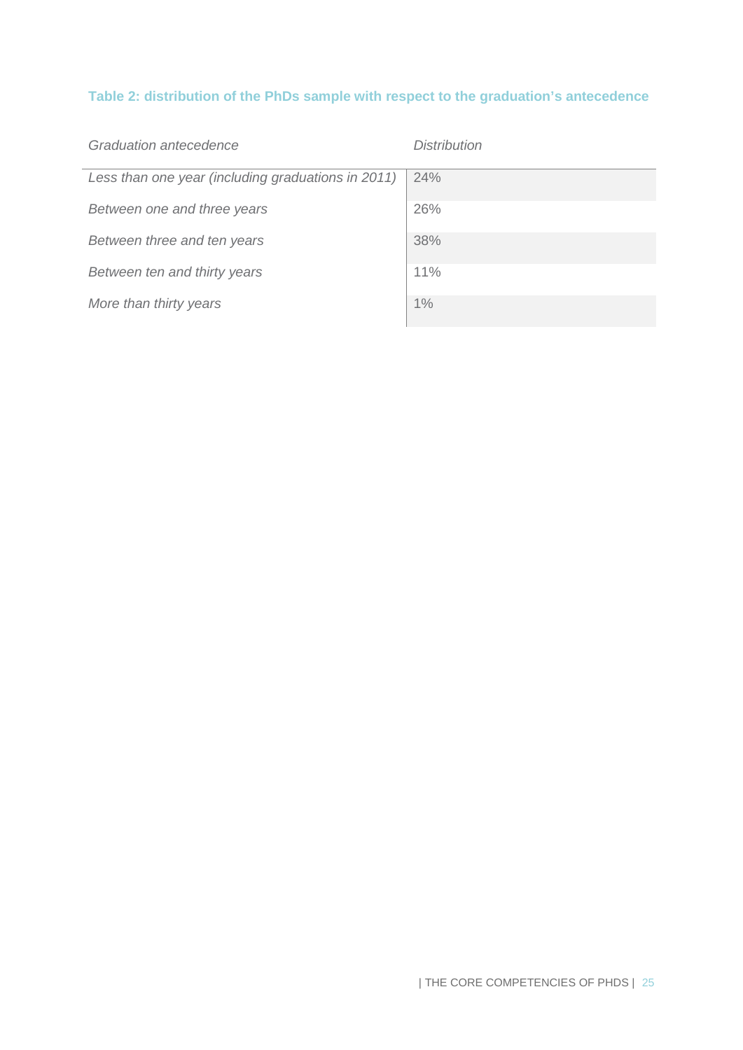**Table 2: distribution of the PhDs sample with respect to the graduation's antecedence**

| *Graduation antecedence* | *Distribution* |
|---|---|
| *Less than one year (including graduations in 2011)* | 24% |
| *Between one and three years* | 26% |
| *Between three and ten years* | 38% |
| *Between ten and thirty years* | 11% |
| *More than thirty years* | 1% |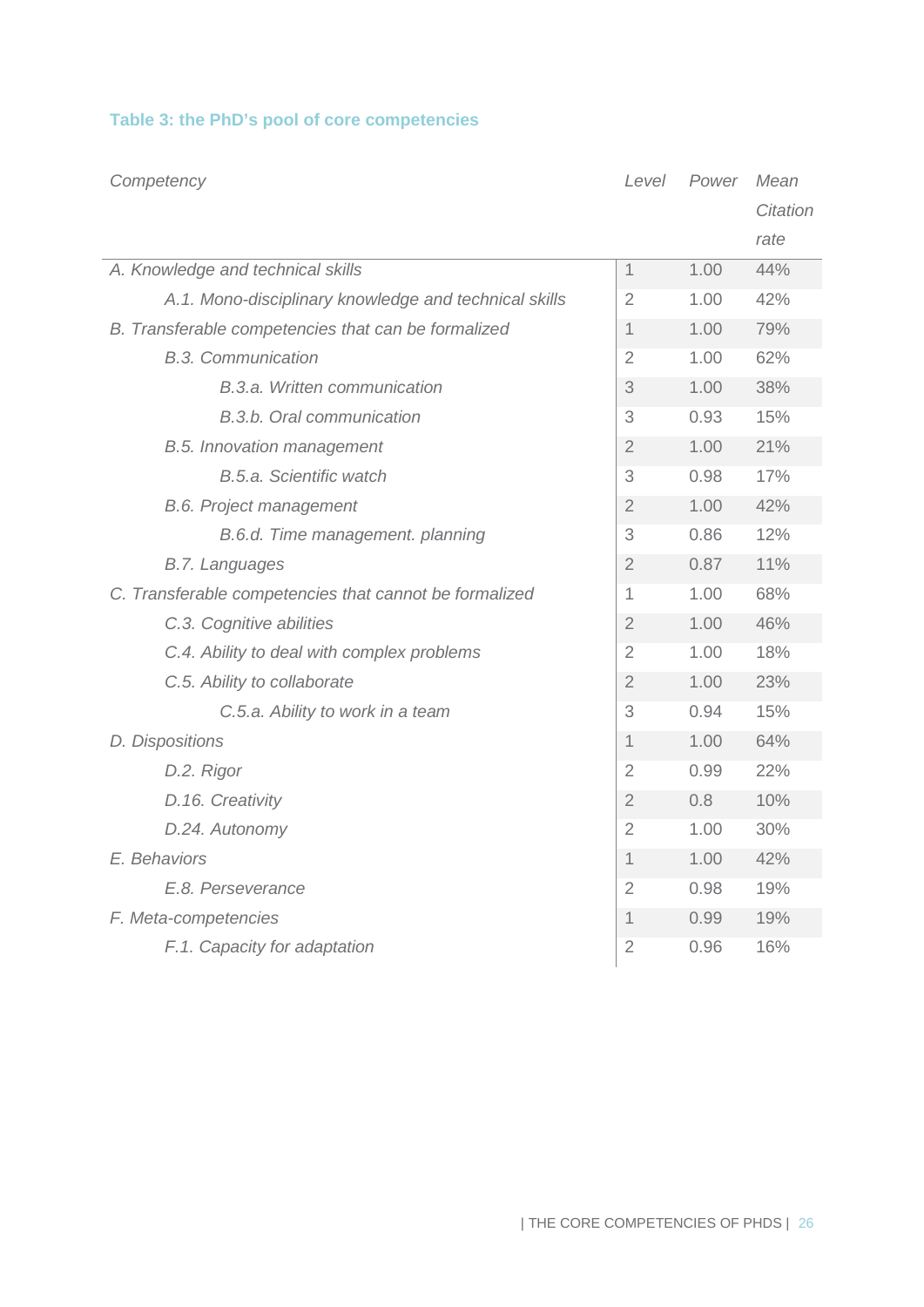**Table 3: the PhD's pool of core competencies**

| Competency | Level | Power | Mean Citation rate |
|---|---|---|---|
| A. Knowledge and technical skills | 1 | 1.00 | 44% |
| A.1. Mono-disciplinary knowledge and technical skills | 2 | 1.00 | 42% |
| B. Transferable competencies that can be formalized | 1 | 1.00 | 79% |
| B.3. Communication | 2 | 1.00 | 62% |
| B.3.a. Written communication | 3 | 1.00 | 38% |
| B.3.b. Oral communication | 3 | 0.93 | 15% |
| B.5. Innovation management | 2 | 1.00 | 21% |
| B.5.a. Scientific watch | 3 | 0.98 | 17% |
| B.6. Project management | 2 | 1.00 | 42% |
| B.6.d. Time management. planning | 3 | 0.86 | 12% |
| B.7. Languages | 2 | 0.87 | 11% |
| C. Transferable competencies that cannot be formalized | 1 | 1.00 | 68% |
| C.3. Cognitive abilities | 2 | 1.00 | 46% |
| C.4. Ability to deal with complex problems | 2 | 1.00 | 18% |
| C.5. Ability to collaborate | 2 | 1.00 | 23% |
| C.5.a. Ability to work in a team | 3 | 0.94 | 15% |
| D. Dispositions | 1 | 1.00 | 64% |
| D.2. Rigor | 2 | 0.99 | 22% |
| D.16. Creativity | 2 | 0.8 | 10% |
| D.24. Autonomy | 2 | 1.00 | 30% |
| E. Behaviors | 1 | 1.00 | 42% |
| E.8. Perseverance | 2 | 0.98 | 19% |
| F. Meta-competencies | 1 | 0.99 | 19% |
| F.1. Capacity for adaptation | 2 | 0.96 | 16% |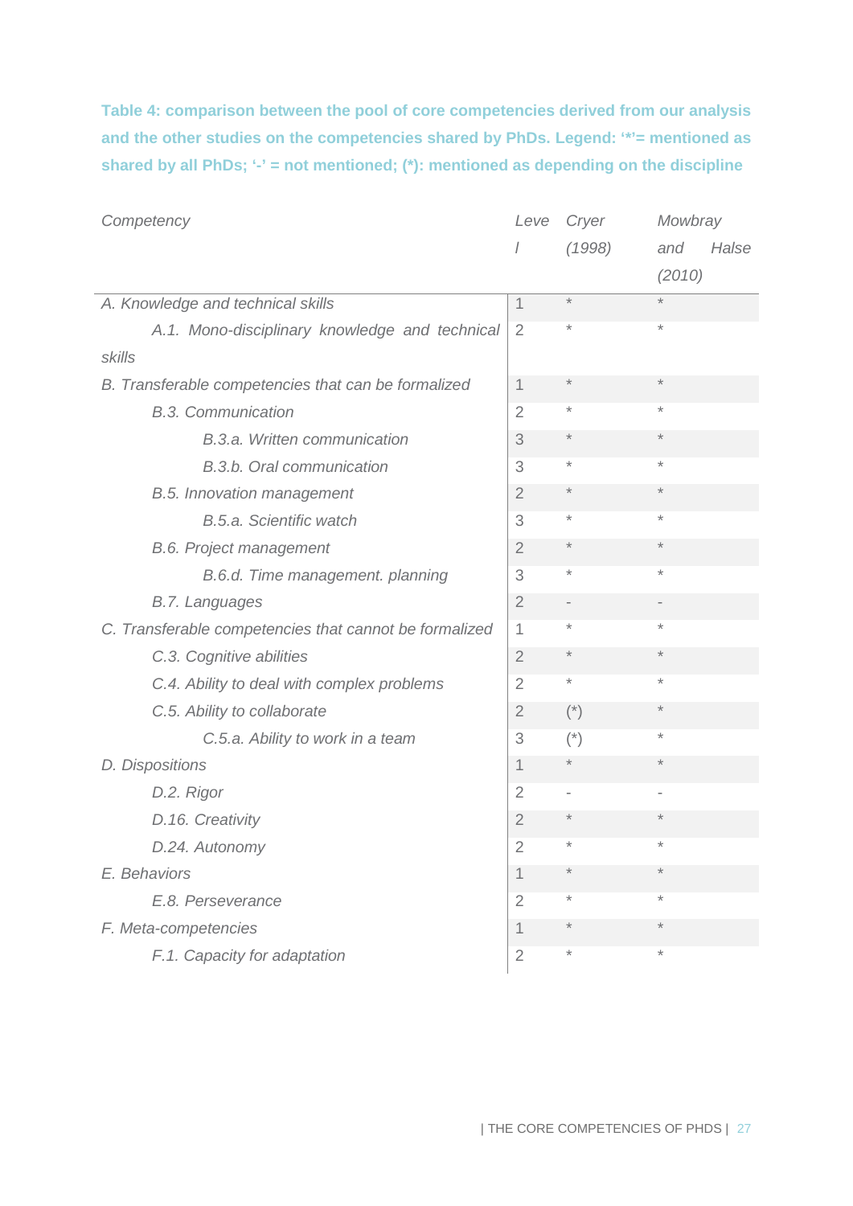**Table 4: comparison between the pool of core competencies derived from our analysis and the other studies on the competencies shared by PhDs. Legend: '*'= mentioned as shared by all PhDs; '-' = not mentioned; (*): mentioned as depending on the discipline**

| *Competency* | *Level* | *Cryer (1998)* | *Mowbray and Halse (2010)* |
|---|---|---|---|
| *A. Knowledge and technical skills* | 1 | * | * |
| *A.1. Mono-disciplinary knowledge and technical skills* | 2 | * | * |
| *B. Transferable competencies that can be formalized* | 1 | * | * |
| *B.3. Communication* | 2 | * | * |
| *B.3.a. Written communication* | 3 | * | * |
| *B.3.b. Oral communication* | 3 | * | * |
| *B.5. Innovation management* | 2 | * | * |
| *B.5.a. Scientific watch* | 3 | * | * |
| *B.6. Project management* | 2 | * | * |
| *B.6.d. Time management. planning* | 3 | * | * |
| *B.7. Languages* | 2 | - | - |
| *C. Transferable competencies that cannot be formalized* | 1 | * | * |
| *C.3. Cognitive abilities* | 2 | * | * |
| *C.4. Ability to deal with complex problems* | 2 | * | * |
| *C.5. Ability to collaborate* | 2 | (*) | * |
| *C.5.a. Ability to work in a team* | 3 | (*) | * |
| *D. Dispositions* | 1 | * | * |
| *D.2. Rigor* | 2 | - | - |
| *D.16. Creativity* | 2 | * | * |
| *D.24. Autonomy* | 2 | * | * |
| *E. Behaviors* | 1 | * | * |
| *E.8. Perseverance* | 2 | * | * |
| *F. Meta-competencies* | 1 | * | * |
| *F.1. Capacity for adaptation* | 2 | * | * |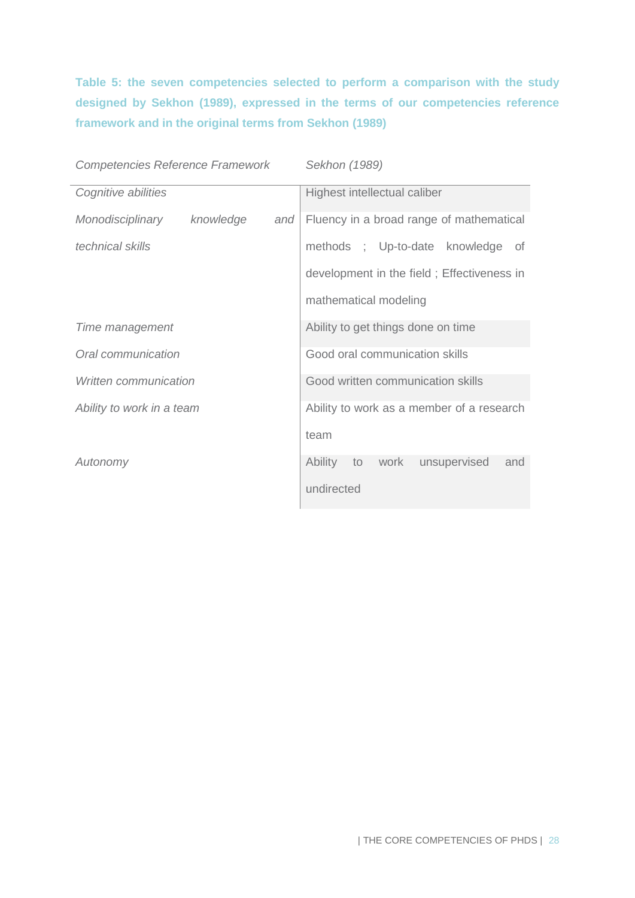**Table 5: the seven competencies selected to perform a comparison with the study designed by Sekhon (1989), expressed in the terms of our competencies reference framework and in the original terms from Sekhon (1989)**

| *Competencies Reference Framework* | *Sekhon (1989)* |
|---|---|
| *Cognitive abilities* | Highest intellectual caliber |
| *Monodisciplinary knowledge and technical skills* | Fluency in a broad range of mathematical methods ; Up-to-date knowledge of development in the field ; Effectiveness in mathematical modeling |
| *Time management* | Ability to get things done on time |
| *Oral communication* | Good oral communication skills |
| *Written communication* | Good written communication skills |
| *Ability to work in a team* | Ability to work as a member of a research team |
| *Autonomy* | Ability to work unsupervised and undirected |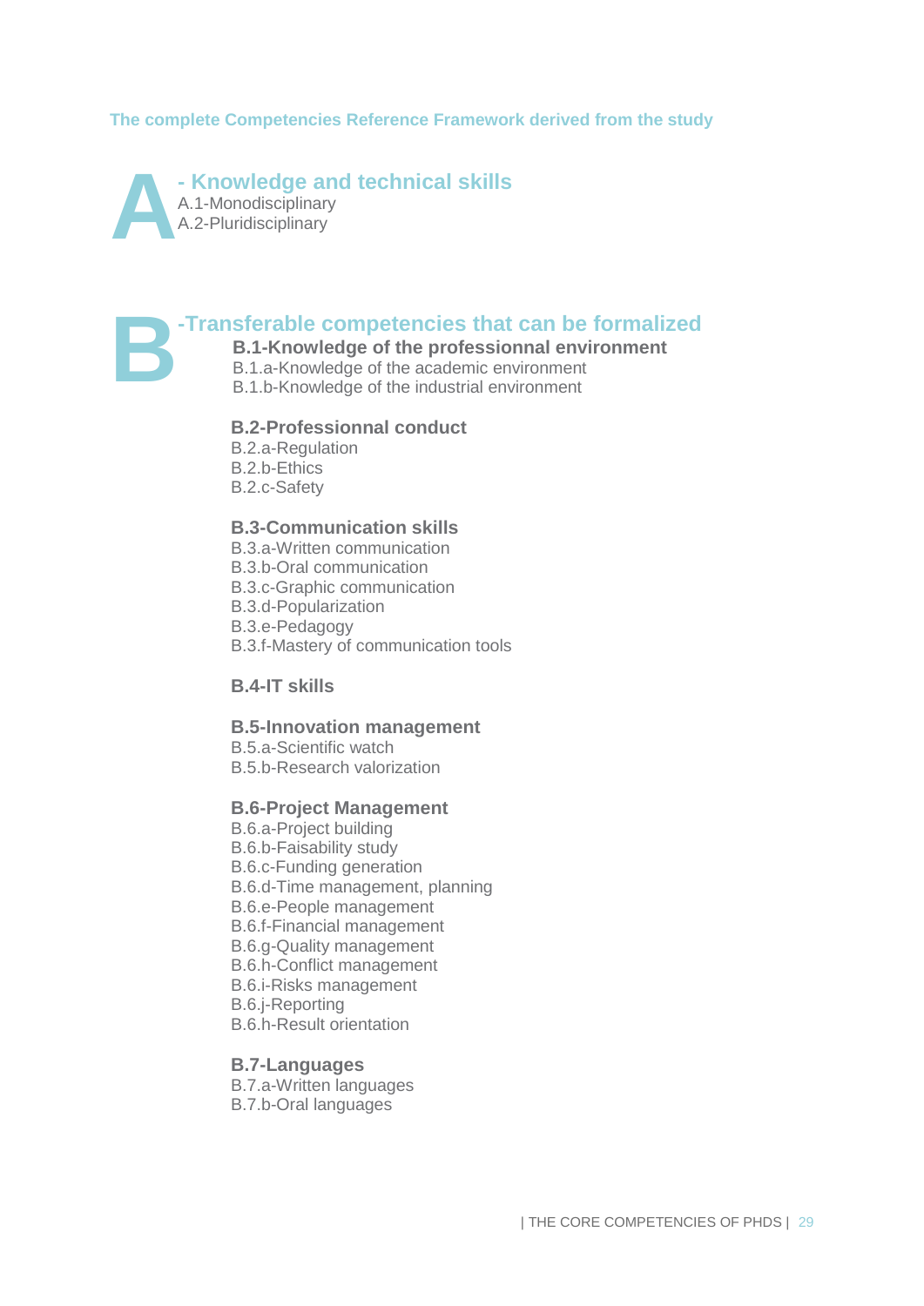The complete Competencies Reference Framework derived from the study

# A - Knowledge and technical skills

A.1-Monodisciplinary
A.2-Pluridisciplinary

# B -Transferable competencies that can be formalized

### B.1-Knowledge of the professionnal environment

B.1.a-Knowledge of the academic environment
B.1.b-Knowledge of the industrial environment

### B.2-Professionnal conduct

B.2.a-Regulation
B.2.b-Ethics
B.2.c-Safety

### B.3-Communication skills

B.3.a-Written communication
B.3.b-Oral communication
B.3.c-Graphic communication
B.3.d-Popularization
B.3.e-Pedagogy
B.3.f-Mastery of communication tools

### B.4-IT skills

### B.5-Innovation management

B.5.a-Scientific watch
B.5.b-Research valorization

### B.6-Project Management

B.6.a-Project building
B.6.b-Faisability study
B.6.c-Funding generation
B.6.d-Time management, planning
B.6.e-People management
B.6.f-Financial management
B.6.g-Quality management
B.6.h-Conflict management
B.6.i-Risks management
B.6.j-Reporting
B.6.h-Result orientation

### B.7-Languages

B.7.a-Written languages
B.7.b-Oral languages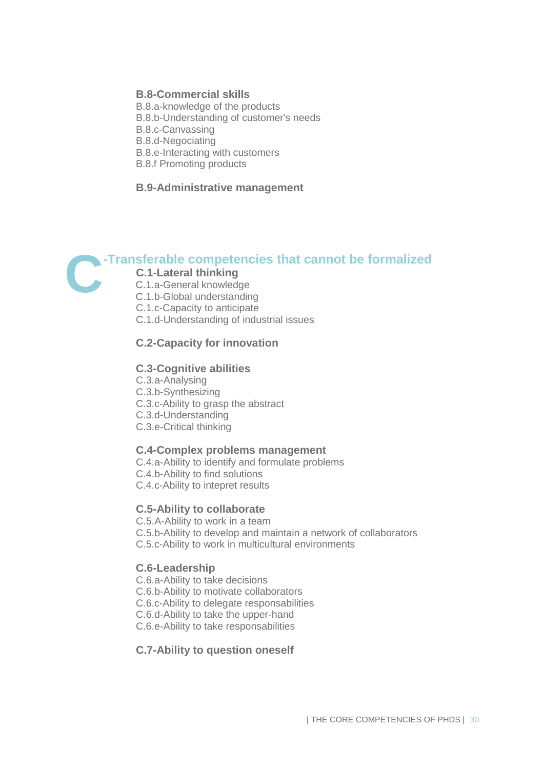**B.8-Commercial skills**

B.8.a-knowledge of the products
B.8.b-Understanding of customer's needs
B.8.c-Canvassing
B.8.d-Negociating
B.8.e-Interacting with customers
B.8.f Promoting products

**B.9-Administrative management**

## C-Transferable competencies that cannot be formalized

**C.1-Lateral thinking**

C.1.a-General knowledge
C.1.b-Global understanding
C.1.c-Capacity to anticipate
C.1.d-Understanding of industrial issues

**C.2-Capacity for innovation**

**C.3-Cognitive abilities**

C.3.a-Analysing
C.3.b-Synthesizing
C.3.c-Ability to grasp the abstract
C.3.d-Understanding
C.3.e-Critical thinking

**C.4-Complex problems management**

C.4.a-Ability to identify and formulate problems
C.4.b-Ability to find solutions
C.4.c-Ability to intepret results

**C.5-Ability to collaborate**

C.5.A-Ability to work in a team
C.5.b-Ability to develop and maintain a network of collaborators
C.5.c-Ability to work in multicultural environments

**C.6-Leadership**

C.6.a-Ability to take decisions
C.6.b-Ability to motivate collaborators
C.6.c-Ability to delegate responsabilities
C.6.d-Ability to take the upper-hand
C.6.e-Ability to take responsabilities

**C.7-Ability to question oneself**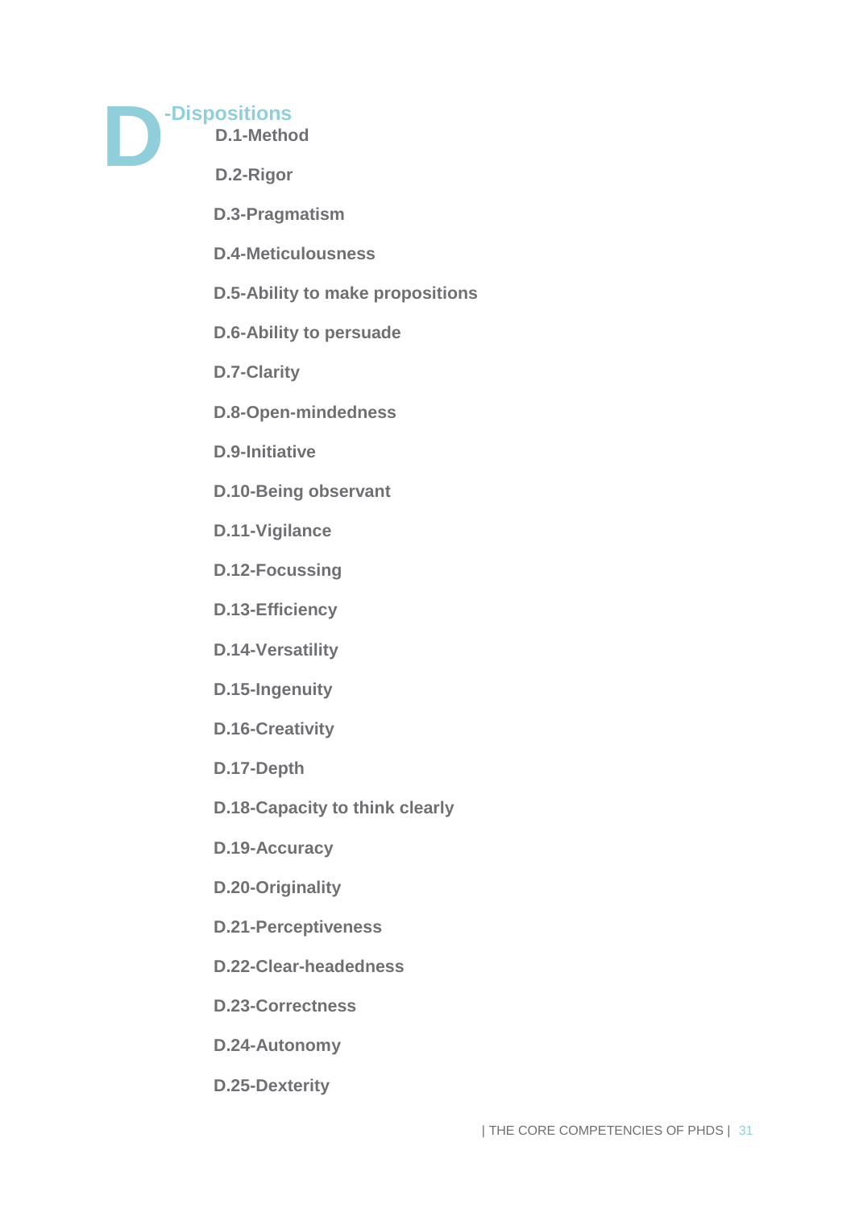# D-Dispositions

**D.1-Method**

**D.2-Rigor**

**D.3-Pragmatism**

**D.4-Meticulousness**

**D.5-Ability to make propositions**

**D.6-Ability to persuade**

**D.7-Clarity**

**D.8-Open-mindedness**

**D.9-Initiative**

**D.10-Being observant**

**D.11-Vigilance**

**D.12-Focussing**

**D.13-Efficiency**

**D.14-Versatility**

**D.15-Ingenuity**

**D.16-Creativity**

**D.17-Depth**

**D.18-Capacity to think clearly**

**D.19-Accuracy**

**D.20-Originality**

**D.21-Perceptiveness**

**D.22-Clear-headedness**

**D.23-Correctness**

**D.24-Autonomy**

**D.25-Dexterity**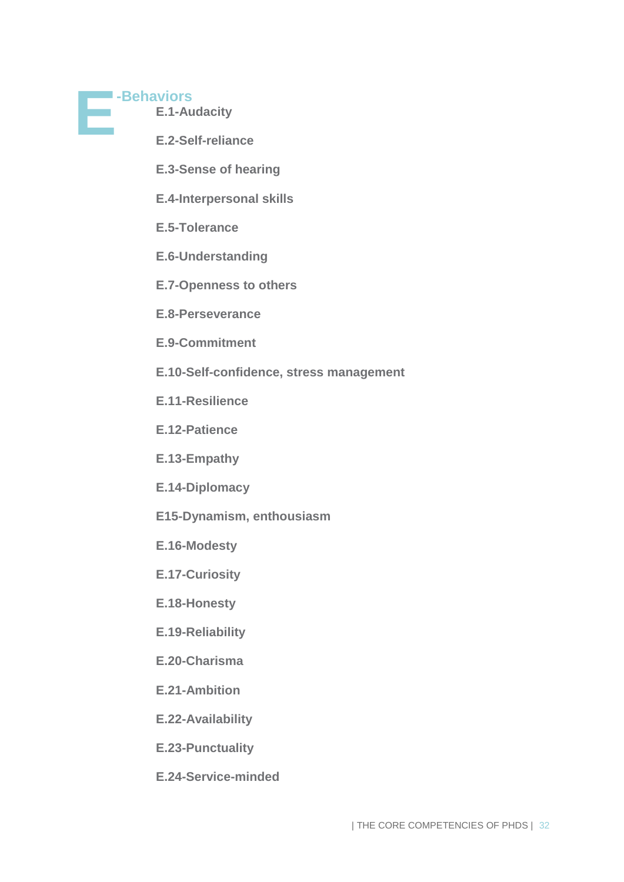# E-Behaviors

**E.1-Audacity**

**E.2-Self-reliance**

**E.3-Sense of hearing**

**E.4-Interpersonal skills**

**E.5-Tolerance**

**E.6-Understanding**

**E.7-Openness to others**

**E.8-Perseverance**

**E.9-Commitment**

**E.10-Self-confidence, stress management**

**E.11-Resilience**

**E.12-Patience**

**E.13-Empathy**

**E.14-Diplomacy**

**E15-Dynamism, enthousiasm**

**E.16-Modesty**

**E.17-Curiosity**

**E.18-Honesty**

**E.19-Reliability**

**E.20-Charisma**

**E.21-Ambition**

**E.22-Availability**

**E.23-Punctuality**

**E.24-Service-minded**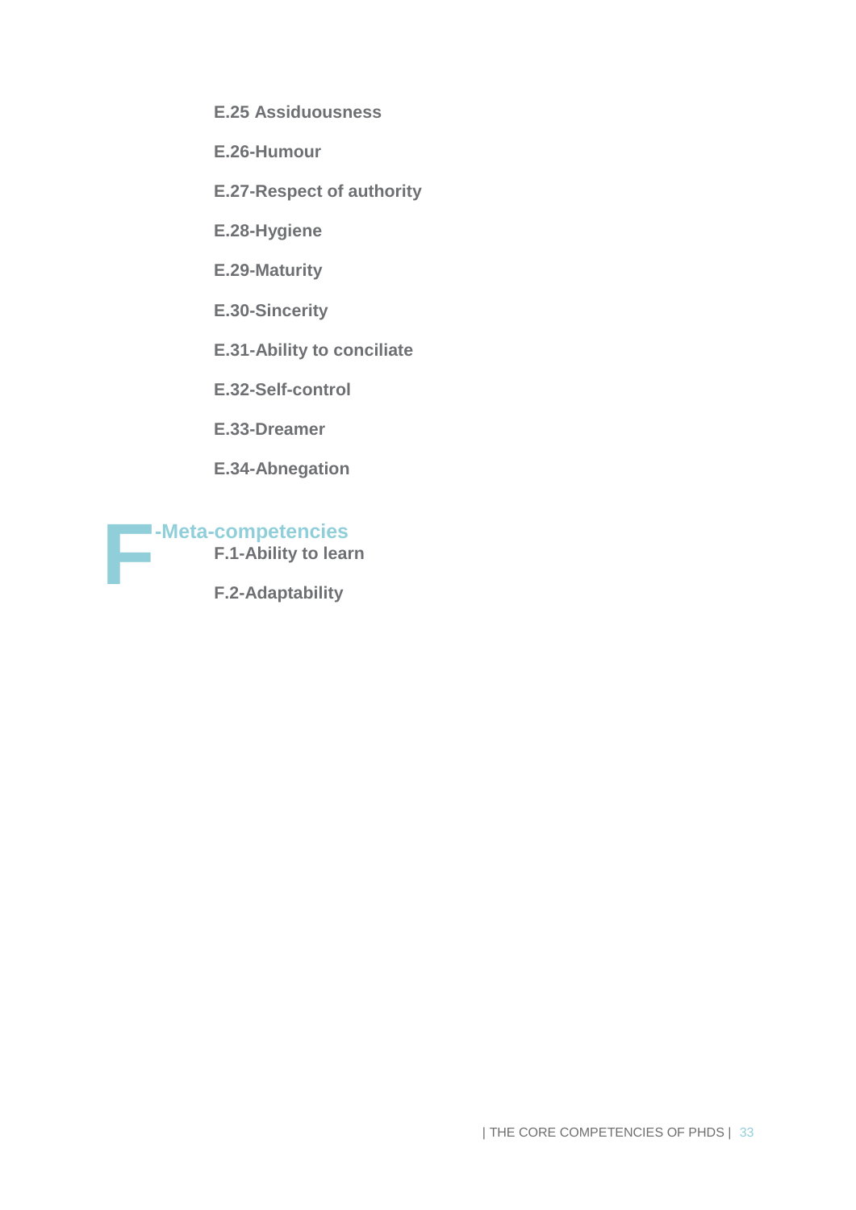**E.25 Assiduousness**

**E.26-Humour**

**E.27-Respect of authority**

**E.28-Hygiene**

**E.29-Maturity**

**E.30-Sincerity**

**E.31-Ability to conciliate**

**E.32-Self-control**

**E.33-Dreamer**

**E.34-Abnegation**

## F-Meta-competencies

**F.1-Ability to learn**

**F.2-Adaptability**